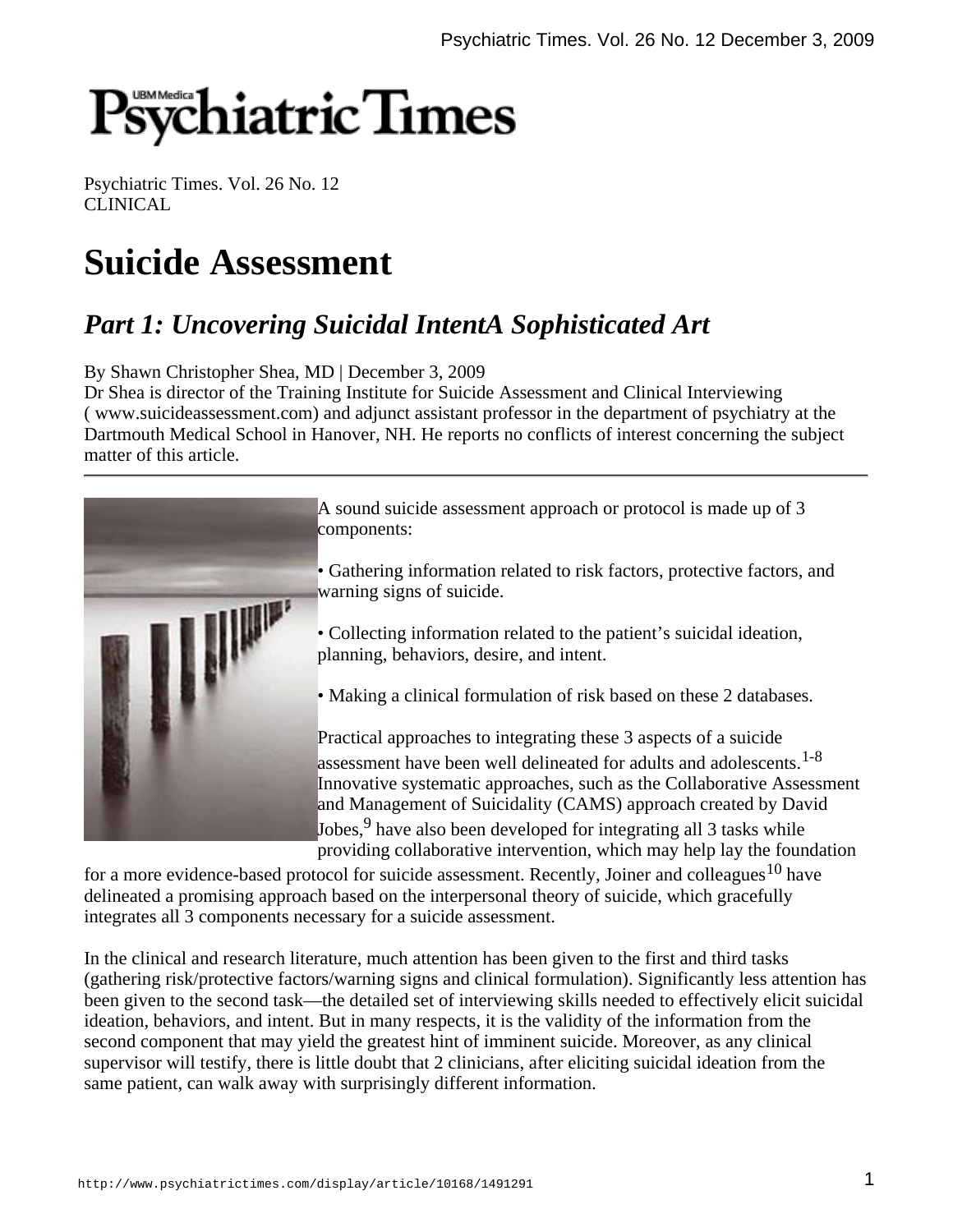Psychiatric Times. Vol. 26 No. 12
CLINICAL

# Suicide Assessment

## *Part 1: Uncovering Suicidal IntentA Sophisticated Art*

By Shawn Christopher Shea, MD | December 3, 2009
Dr Shea is director of the Training Institute for Suicide Assessment and Clinical Interviewing ( www.suicideassessment.com) and adjunct assistant professor in the department of psychiatry at the Dartmouth Medical School in Hanover, NH. He reports no conflicts of interest concerning the subject matter of this article.

---

A sound suicide assessment approach or protocol is made up of 3 components:

• Gathering information related to risk factors, protective factors, and warning signs of suicide.

• Collecting information related to the patient's suicidal ideation, planning, behaviors, desire, and intent.

• Making a clinical formulation of risk based on these 2 databases.

Practical approaches to integrating these 3 aspects of a suicide assessment have been well delineated for adults and adolescents.[1-8] Innovative systematic approaches, such as the Collaborative Assessment and Management of Suicidality (CAMS) approach created by David Jobes,[9] have also been developed for integrating all 3 tasks while providing collaborative intervention, which may help lay the foundation for a more evidence-based protocol for suicide assessment. Recently, Joiner and colleagues[10] have delineated a promising approach based on the interpersonal theory of suicide, which gracefully integrates all 3 components necessary for a suicide assessment.

In the clinical and research literature, much attention has been given to the first and third tasks (gathering risk/protective factors/warning signs and clinical formulation). Significantly less attention has been given to the second task—the detailed set of interviewing skills needed to effectively elicit suicidal ideation, behaviors, and intent. But in many respects, it is the validity of the information from the second component that may yield the greatest hint of imminent suicide. Moreover, as any clinical supervisor will testify, there is little doubt that 2 clinicians, after eliciting suicidal ideation from the same patient, can walk away with surprisingly different information.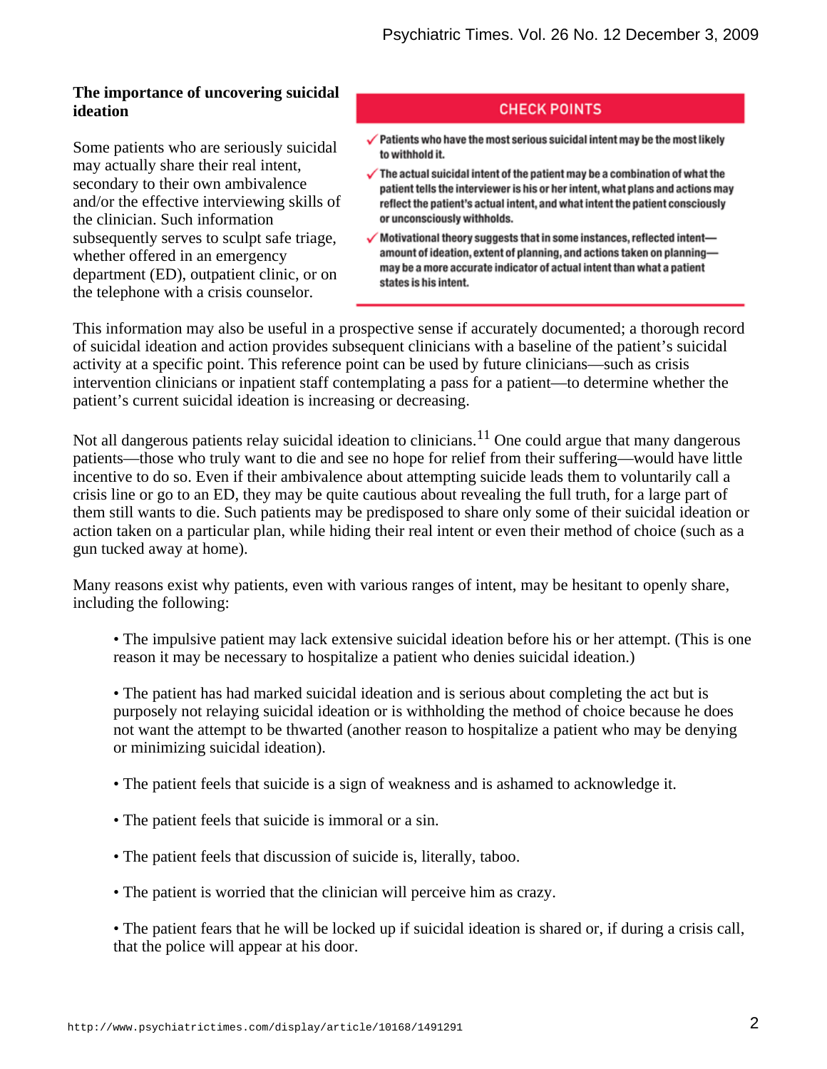## The importance of uncovering suicidal ideation

Some patients who are seriously suicidal may actually share their real intent, secondary to their own ambivalence and/or the effective interviewing skills of the clinician. Such information subsequently serves to sculpt safe triage, whether offered in an emergency department (ED), outpatient clinic, or on the telephone with a crisis counselor.

**CHECK POINTS**

- ✓ Patients who have the most serious suicidal intent may be the most likely to withhold it.
- ✓ The actual suicidal intent of the patient may be a combination of what the patient tells the interviewer is his or her intent, what plans and actions may reflect the patient's actual intent, and what intent the patient consciously or unconsciously withholds.
- ✓ Motivational theory suggests that in some instances, reflected intent—amount of ideation, extent of planning, and actions taken on planning—may be a more accurate indicator of actual intent than what a patient states is his intent.

This information may also be useful in a prospective sense if accurately documented; a thorough record of suicidal ideation and action provides subsequent clinicians with a baseline of the patient's suicidal activity at a specific point. This reference point can be used by future clinicians—such as crisis intervention clinicians or inpatient staff contemplating a pass for a patient—to determine whether the patient's current suicidal ideation is increasing or decreasing.

Not all dangerous patients relay suicidal ideation to clinicians.[11] One could argue that many dangerous patients—those who truly want to die and see no hope for relief from their suffering—would have little incentive to do so. Even if their ambivalence about attempting suicide leads them to voluntarily call a crisis line or go to an ED, they may be quite cautious about revealing the full truth, for a large part of them still wants to die. Such patients may be predisposed to share only some of their suicidal ideation or action taken on a particular plan, while hiding their real intent or even their method of choice (such as a gun tucked away at home).

Many reasons exist why patients, even with various ranges of intent, may be hesitant to openly share, including the following:

- The impulsive patient may lack extensive suicidal ideation before his or her attempt. (This is one reason it may be necessary to hospitalize a patient who denies suicidal ideation.)

- The patient has had marked suicidal ideation and is serious about completing the act but is purposely not relaying suicidal ideation or is withholding the method of choice because he does not want the attempt to be thwarted (another reason to hospitalize a patient who may be denying or minimizing suicidal ideation).

- The patient feels that suicide is a sign of weakness and is ashamed to acknowledge it.

- The patient feels that suicide is immoral or a sin.

- The patient feels that discussion of suicide is, literally, taboo.

- The patient is worried that the clinician will perceive him as crazy.

- The patient fears that he will be locked up if suicidal ideation is shared or, if during a crisis call, that the police will appear at his door.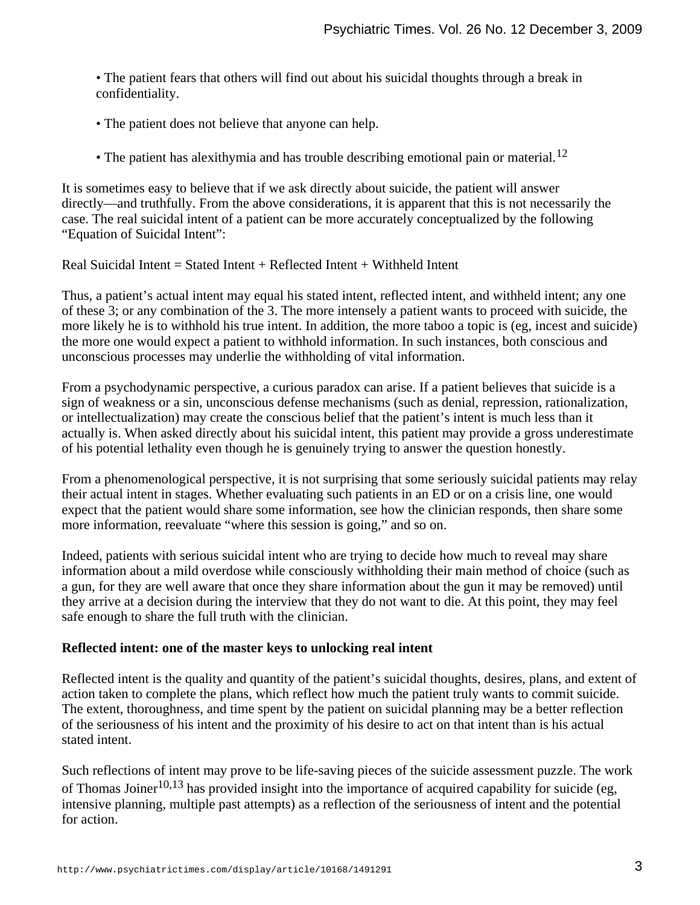- The patient fears that others will find out about his suicidal thoughts through a break in confidentiality.

- The patient does not believe that anyone can help.

- The patient has alexithymia and has trouble describing emotional pain or material.[12]

It is sometimes easy to believe that if we ask directly about suicide, the patient will answer directly—and truthfully. From the above considerations, it is apparent that this is not necessarily the case. The real suicidal intent of a patient can be more accurately conceptualized by the following "Equation of Suicidal Intent":

Real Suicidal Intent = Stated Intent + Reflected Intent + Withheld Intent

Thus, a patient's actual intent may equal his stated intent, reflected intent, and withheld intent; any one of these 3; or any combination of the 3. The more intensely a patient wants to proceed with suicide, the more likely he is to withhold his true intent. In addition, the more taboo a topic is (eg, incest and suicide) the more one would expect a patient to withhold information. In such instances, both conscious and unconscious processes may underlie the withholding of vital information.

From a psychodynamic perspective, a curious paradox can arise. If a patient believes that suicide is a sign of weakness or a sin, unconscious defense mechanisms (such as denial, repression, rationalization, or intellectualization) may create the conscious belief that the patient's intent is much less than it actually is. When asked directly about his suicidal intent, this patient may provide a gross underestimate of his potential lethality even though he is genuinely trying to answer the question honestly.

From a phenomenological perspective, it is not surprising that some seriously suicidal patients may relay their actual intent in stages. Whether evaluating such patients in an ED or on a crisis line, one would expect that the patient would share some information, see how the clinician responds, then share some more information, reevaluate "where this session is going," and so on.

Indeed, patients with serious suicidal intent who are trying to decide how much to reveal may share information about a mild overdose while consciously withholding their main method of choice (such as a gun, for they are well aware that once they share information about the gun it may be removed) until they arrive at a decision during the interview that they do not want to die. At this point, they may feel safe enough to share the full truth with the clinician.

**Reflected intent: one of the master keys to unlocking real intent**

Reflected intent is the quality and quantity of the patient's suicidal thoughts, desires, plans, and extent of action taken to complete the plans, which reflect how much the patient truly wants to commit suicide. The extent, thoroughness, and time spent by the patient on suicidal planning may be a better reflection of the seriousness of his intent and the proximity of his desire to act on that intent than is his actual stated intent.

Such reflections of intent may prove to be life-saving pieces of the suicide assessment puzzle. The work of Thomas Joiner[10,13] has provided insight into the importance of acquired capability for suicide (eg, intensive planning, multiple past attempts) as a reflection of the seriousness of intent and the potential for action.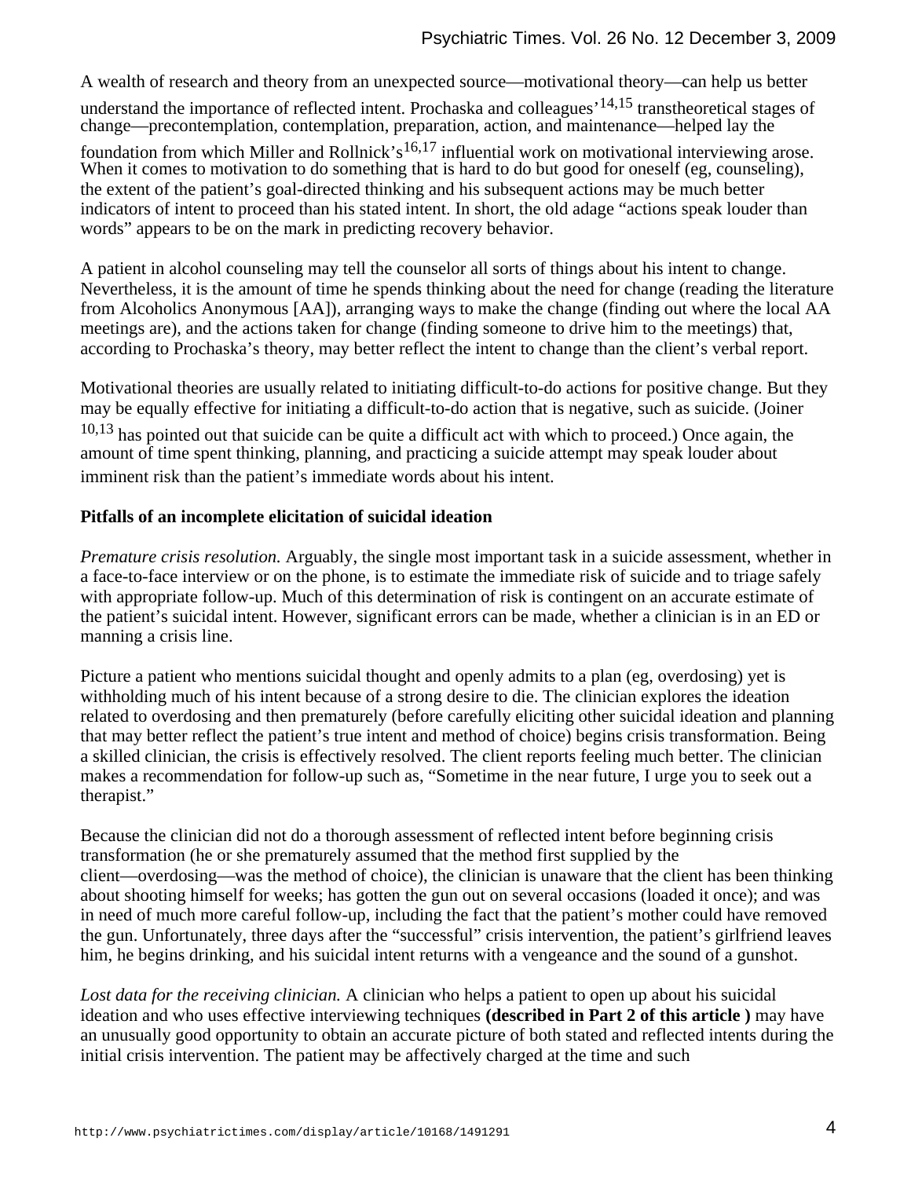A wealth of research and theory from an unexpected source—motivational theory—can help us better understand the importance of reflected intent. Prochaska and colleagues'[14,15] transtheoretical stages of change—precontemplation, contemplation, preparation, action, and maintenance—helped lay the foundation from which Miller and Rollnick's[16,17] influential work on motivational interviewing arose. When it comes to motivation to do something that is hard to do but good for oneself (eg, counseling), the extent of the patient's goal-directed thinking and his subsequent actions may be much better indicators of intent to proceed than his stated intent. In short, the old adage "actions speak louder than words" appears to be on the mark in predicting recovery behavior.

A patient in alcohol counseling may tell the counselor all sorts of things about his intent to change. Nevertheless, it is the amount of time he spends thinking about the need for change (reading the literature from Alcoholics Anonymous [AA]), arranging ways to make the change (finding out where the local AA meetings are), and the actions taken for change (finding someone to drive him to the meetings) that, according to Prochaska's theory, may better reflect the intent to change than the client's verbal report.

Motivational theories are usually related to initiating difficult-to-do actions for positive change. But they may be equally effective for initiating a difficult-to-do action that is negative, such as suicide. (Joiner [10,13] has pointed out that suicide can be quite a difficult act with which to proceed.) Once again, the amount of time spent thinking, planning, and practicing a suicide attempt may speak louder about imminent risk than the patient's immediate words about his intent.

**Pitfalls of an incomplete elicitation of suicidal ideation**

*Premature crisis resolution.* Arguably, the single most important task in a suicide assessment, whether in a face-to-face interview or on the phone, is to estimate the immediate risk of suicide and to triage safely with appropriate follow-up. Much of this determination of risk is contingent on an accurate estimate of the patient's suicidal intent. However, significant errors can be made, whether a clinician is in an ED or manning a crisis line.

Picture a patient who mentions suicidal thought and openly admits to a plan (eg, overdosing) yet is withholding much of his intent because of a strong desire to die. The clinician explores the ideation related to overdosing and then prematurely (before carefully eliciting other suicidal ideation and planning that may better reflect the patient's true intent and method of choice) begins crisis transformation. Being a skilled clinician, the crisis is effectively resolved. The client reports feeling much better. The clinician makes a recommendation for follow-up such as, "Sometime in the near future, I urge you to seek out a therapist."

Because the clinician did not do a thorough assessment of reflected intent before beginning crisis transformation (he or she prematurely assumed that the method first supplied by the client—overdosing—was the method of choice), the clinician is unaware that the client has been thinking about shooting himself for weeks; has gotten the gun out on several occasions (loaded it once); and was in need of much more careful follow-up, including the fact that the patient's mother could have removed the gun. Unfortunately, three days after the "successful" crisis intervention, the patient's girlfriend leaves him, he begins drinking, and his suicidal intent returns with a vengeance and the sound of a gunshot.

*Lost data for the receiving clinician.* A clinician who helps a patient to open up about his suicidal ideation and who uses effective interviewing techniques **(described in Part 2 of this article )** may have an unusually good opportunity to obtain an accurate picture of both stated and reflected intents during the initial crisis intervention. The patient may be affectively charged at the time and such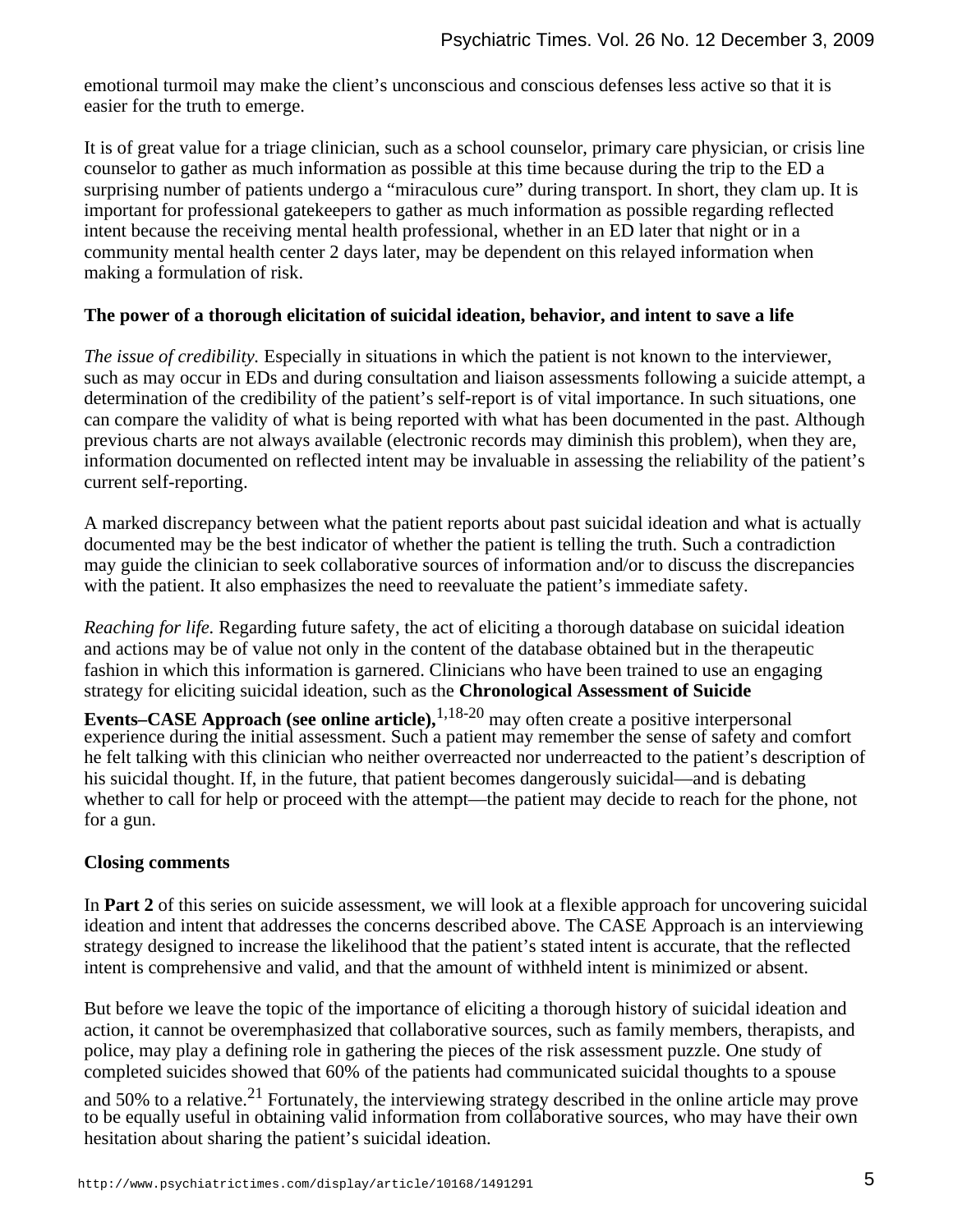emotional turmoil may make the client's unconscious and conscious defenses less active so that it is easier for the truth to emerge.

It is of great value for a triage clinician, such as a school counselor, primary care physician, or crisis line counselor to gather as much information as possible at this time because during the trip to the ED a surprising number of patients undergo a "miraculous cure" during transport. In short, they clam up. It is important for professional gatekeepers to gather as much information as possible regarding reflected intent because the receiving mental health professional, whether in an ED later that night or in a community mental health center 2 days later, may be dependent on this relayed information when making a formulation of risk.

**The power of a thorough elicitation of suicidal ideation, behavior, and intent to save a life**

*The issue of credibility.* Especially in situations in which the patient is not known to the interviewer, such as may occur in EDs and during consultation and liaison assessments following a suicide attempt, a determination of the credibility of the patient's self-report is of vital importance. In such situations, one can compare the validity of what is being reported with what has been documented in the past. Although previous charts are not always available (electronic records may diminish this problem), when they are, information documented on reflected intent may be invaluable in assessing the reliability of the patient's current self-reporting.

A marked discrepancy between what the patient reports about past suicidal ideation and what is actually documented may be the best indicator of whether the patient is telling the truth. Such a contradiction may guide the clinician to seek collaborative sources of information and/or to discuss the discrepancies with the patient. It also emphasizes the need to reevaluate the patient's immediate safety.

*Reaching for life.* Regarding future safety, the act of eliciting a thorough database on suicidal ideation and actions may be of value not only in the content of the database obtained but in the therapeutic fashion in which this information is garnered. Clinicians who have been trained to use an engaging strategy for eliciting suicidal ideation, such as the **Chronological Assessment of Suicide Events–CASE Approach (see online article),**[1,18-20] may often create a positive interpersonal experience during the initial assessment. Such a patient may remember the sense of safety and comfort he felt talking with this clinician who neither overreacted nor underreacted to the patient's description of his suicidal thought. If, in the future, that patient becomes dangerously suicidal—and is debating whether to call for help or proceed with the attempt—the patient may decide to reach for the phone, not for a gun.

**Closing comments**

In **Part 2** of this series on suicide assessment, we will look at a flexible approach for uncovering suicidal ideation and intent that addresses the concerns described above. The CASE Approach is an interviewing strategy designed to increase the likelihood that the patient's stated intent is accurate, that the reflected intent is comprehensive and valid, and that the amount of withheld intent is minimized or absent.

But before we leave the topic of the importance of eliciting a thorough history of suicidal ideation and action, it cannot be overemphasized that collaborative sources, such as family members, therapists, and police, may play a defining role in gathering the pieces of the risk assessment puzzle. One study of completed suicides showed that 60% of the patients had communicated suicidal thoughts to a spouse and 50% to a relative.[21] Fortunately, the interviewing strategy described in the online article may prove to be equally useful in obtaining valid information from collaborative sources, who may have their own hesitation about sharing the patient's suicidal ideation.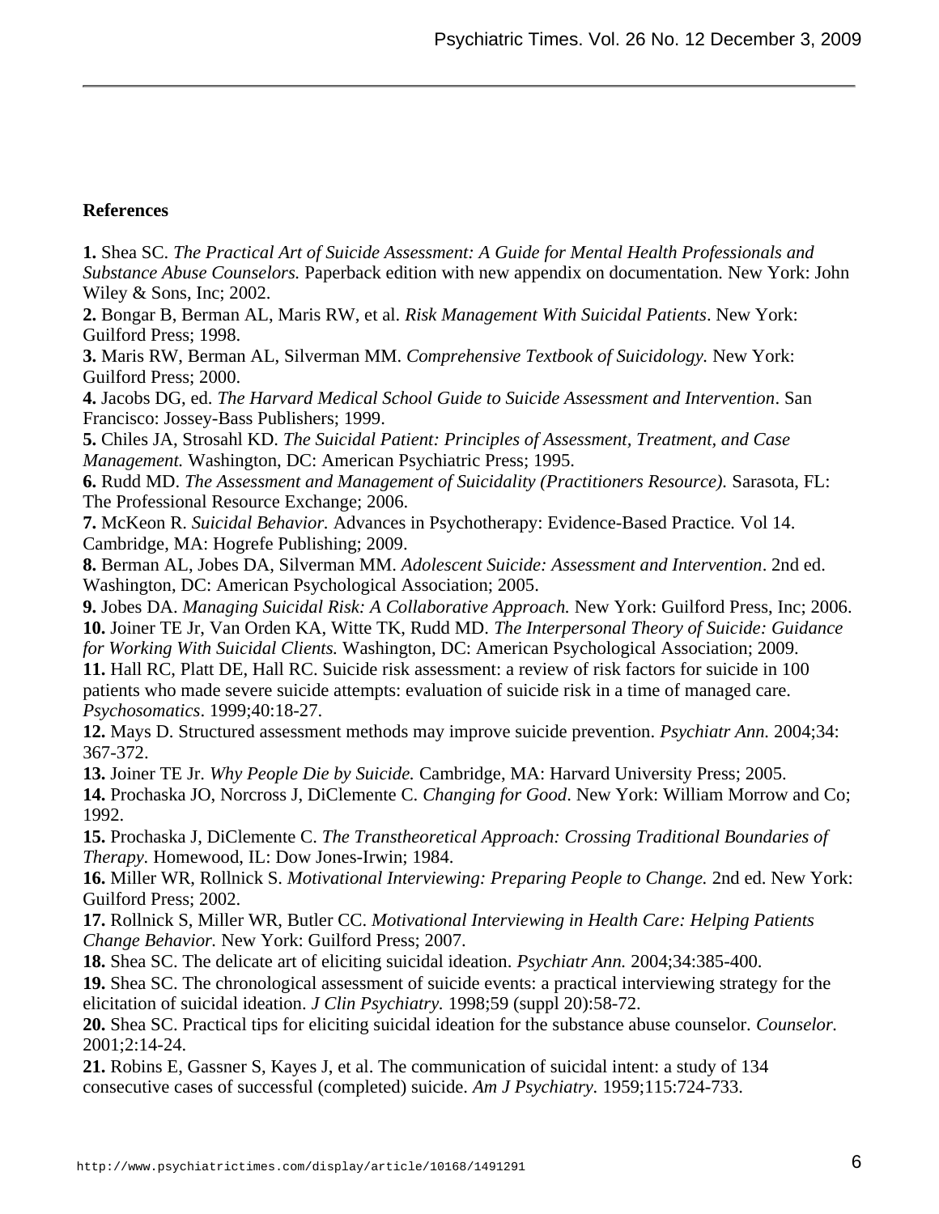**References**

**1.** Shea SC. *The Practical Art of Suicide Assessment: A Guide for Mental Health Professionals and Substance Abuse Counselors.* Paperback edition with new appendix on documentation. New York: John Wiley & Sons, Inc; 2002.

**2.** Bongar B, Berman AL, Maris RW, et al. *Risk Management With Suicidal Patients*. New York: Guilford Press; 1998.

**3.** Maris RW, Berman AL, Silverman MM. *Comprehensive Textbook of Suicidology.* New York: Guilford Press; 2000.

**4.** Jacobs DG, ed. *The Harvard Medical School Guide to Suicide Assessment and Intervention*. San Francisco: Jossey-Bass Publishers; 1999.

**5.** Chiles JA, Strosahl KD. *The Suicidal Patient: Principles of Assessment, Treatment, and Case Management.* Washington, DC: American Psychiatric Press; 1995.

**6.** Rudd MD. *The Assessment and Management of Suicidality (Practitioners Resource).* Sarasota, FL: The Professional Resource Exchange; 2006.

**7.** McKeon R. *Suicidal Behavior.* Advances in Psychotherapy: Evidence-Based Practice. Vol 14. Cambridge, MA: Hogrefe Publishing; 2009.

**8.** Berman AL, Jobes DA, Silverman MM. *Adolescent Suicide: Assessment and Intervention*. 2nd ed. Washington, DC: American Psychological Association; 2005.

**9.** Jobes DA. *Managing Suicidal Risk: A Collaborative Approach.* New York: Guilford Press, Inc; 2006.

**10.** Joiner TE Jr, Van Orden KA, Witte TK, Rudd MD. *The Interpersonal Theory of Suicide: Guidance for Working With Suicidal Clients.* Washington, DC: American Psychological Association; 2009.

**11.** Hall RC, Platt DE, Hall RC. Suicide risk assessment: a review of risk factors for suicide in 100 patients who made severe suicide attempts: evaluation of suicide risk in a time of managed care. *Psychosomatics*. 1999;40:18-27.

**12.** Mays D. Structured assessment methods may improve suicide prevention. *Psychiatr Ann.* 2004;34: 367-372.

**13.** Joiner TE Jr. *Why People Die by Suicide.* Cambridge, MA: Harvard University Press; 2005.

**14.** Prochaska JO, Norcross J, DiClemente C. *Changing for Good*. New York: William Morrow and Co; 1992.

**15.** Prochaska J, DiClemente C. *The Transtheoretical Approach: Crossing Traditional Boundaries of Therapy*. Homewood, IL: Dow Jones-Irwin; 1984.

**16.** Miller WR, Rollnick S. *Motivational Interviewing: Preparing People to Change.* 2nd ed. New York: Guilford Press; 2002.

**17.** Rollnick S, Miller WR, Butler CC. *Motivational Interviewing in Health Care: Helping Patients Change Behavior.* New York: Guilford Press; 2007.

**18.** Shea SC. The delicate art of eliciting suicidal ideation. *Psychiatr Ann.* 2004;34:385-400.

**19.** Shea SC. The chronological assessment of suicide events: a practical interviewing strategy for the elicitation of suicidal ideation. *J Clin Psychiatry.* 1998;59 (suppl 20):58-72.

**20.** Shea SC. Practical tips for eliciting suicidal ideation for the substance abuse counselor. *Counselor.* 2001;2:14-24.

**21.** Robins E, Gassner S, Kayes J, et al. The communication of suicidal intent: a study of 134 consecutive cases of successful (completed) suicide. *Am J Psychiatry.* 1959;115:724-733.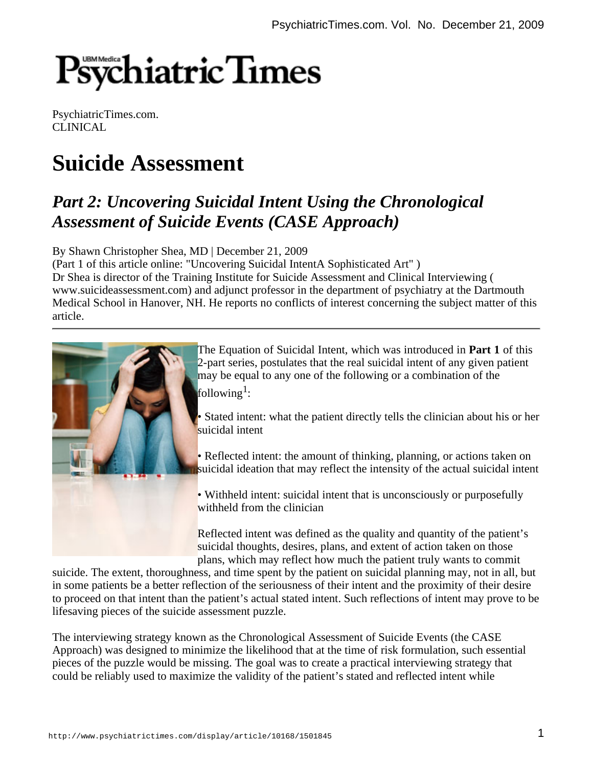PsychiatricTimes.com.
CLINICAL

# Suicide Assessment

## *Part 2: Uncovering Suicidal Intent Using the Chronological Assessment of Suicide Events (CASE Approach)*

By Shawn Christopher Shea, MD | December 21, 2009
(Part 1 of this article online: "Uncovering Suicidal IntentA Sophisticated Art" )
Dr Shea is director of the Training Institute for Suicide Assessment and Clinical Interviewing ( www.suicideassessment.com) and adjunct professor in the department of psychiatry at the Dartmouth Medical School in Hanover, NH. He reports no conflicts of interest concerning the subject matter of this article.

---

The Equation of Suicidal Intent, which was introduced in **Part 1** of this 2-part series, postulates that the real suicidal intent of any given patient may be equal to any one of the following or a combination of the following[1]:

• Stated intent: what the patient directly tells the clinician about his or her suicidal intent

• Reflected intent: the amount of thinking, planning, or actions taken on suicidal ideation that may reflect the intensity of the actual suicidal intent

• Withheld intent: suicidal intent that is unconsciously or purposefully withheld from the clinician

Reflected intent was defined as the quality and quantity of the patient's suicidal thoughts, desires, plans, and extent of action taken on those plans, which may reflect how much the patient truly wants to commit suicide. The extent, thoroughness, and time spent by the patient on suicidal planning may, not in all, but in some patients be a better reflection of the seriousness of their intent and the proximity of their desire to proceed on that intent than the patient's actual stated intent. Such reflections of intent may prove to be lifesaving pieces of the suicide assessment puzzle.

The interviewing strategy known as the Chronological Assessment of Suicide Events (the CASE Approach) was designed to minimize the likelihood that at the time of risk formulation, such essential pieces of the puzzle would be missing. The goal was to create a practical interviewing strategy that could be reliably used to maximize the validity of the patient's stated and reflected intent while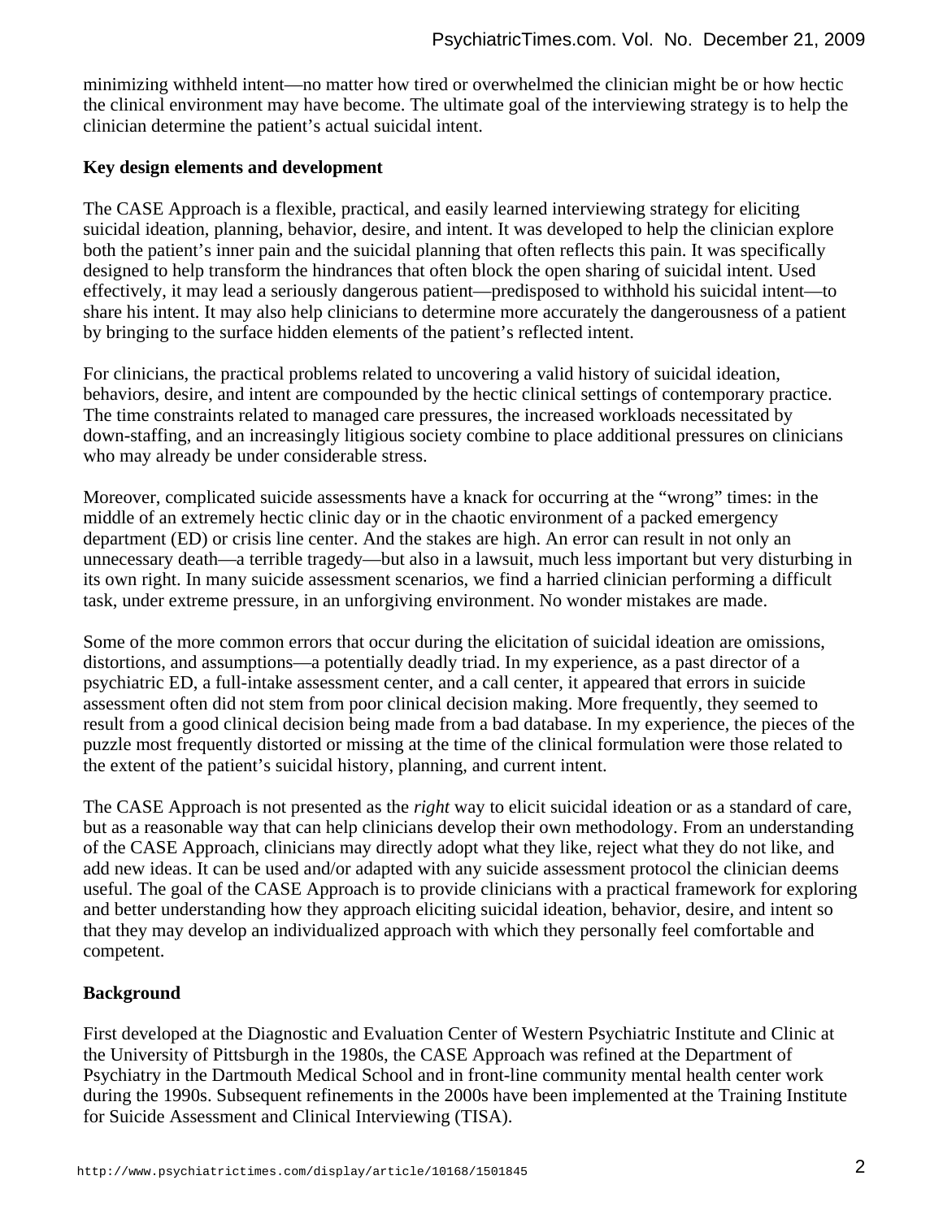minimizing withheld intent—no matter how tired or overwhelmed the clinician might be or how hectic the clinical environment may have become. The ultimate goal of the interviewing strategy is to help the clinician determine the patient's actual suicidal intent.

**Key design elements and development**

The CASE Approach is a flexible, practical, and easily learned interviewing strategy for eliciting suicidal ideation, planning, behavior, desire, and intent. It was developed to help the clinician explore both the patient's inner pain and the suicidal planning that often reflects this pain. It was specifically designed to help transform the hindrances that often block the open sharing of suicidal intent. Used effectively, it may lead a seriously dangerous patient—predisposed to withhold his suicidal intent—to share his intent. It may also help clinicians to determine more accurately the dangerousness of a patient by bringing to the surface hidden elements of the patient's reflected intent.

For clinicians, the practical problems related to uncovering a valid history of suicidal ideation, behaviors, desire, and intent are compounded by the hectic clinical settings of contemporary practice. The time constraints related to managed care pressures, the increased workloads necessitated by down-staffing, and an increasingly litigious society combine to place additional pressures on clinicians who may already be under considerable stress.

Moreover, complicated suicide assessments have a knack for occurring at the "wrong" times: in the middle of an extremely hectic clinic day or in the chaotic environment of a packed emergency department (ED) or crisis line center. And the stakes are high. An error can result in not only an unnecessary death—a terrible tragedy—but also in a lawsuit, much less important but very disturbing in its own right. In many suicide assessment scenarios, we find a harried clinician performing a difficult task, under extreme pressure, in an unforgiving environment. No wonder mistakes are made.

Some of the more common errors that occur during the elicitation of suicidal ideation are omissions, distortions, and assumptions—a potentially deadly triad. In my experience, as a past director of a psychiatric ED, a full-intake assessment center, and a call center, it appeared that errors in suicide assessment often did not stem from poor clinical decision making. More frequently, they seemed to result from a good clinical decision being made from a bad database. In my experience, the pieces of the puzzle most frequently distorted or missing at the time of the clinical formulation were those related to the extent of the patient's suicidal history, planning, and current intent.

The CASE Approach is not presented as the *right* way to elicit suicidal ideation or as a standard of care, but as a reasonable way that can help clinicians develop their own methodology. From an understanding of the CASE Approach, clinicians may directly adopt what they like, reject what they do not like, and add new ideas. It can be used and/or adapted with any suicide assessment protocol the clinician deems useful. The goal of the CASE Approach is to provide clinicians with a practical framework for exploring and better understanding how they approach eliciting suicidal ideation, behavior, desire, and intent so that they may develop an individualized approach with which they personally feel comfortable and competent.

**Background**

First developed at the Diagnostic and Evaluation Center of Western Psychiatric Institute and Clinic at the University of Pittsburgh in the 1980s, the CASE Approach was refined at the Department of Psychiatry in the Dartmouth Medical School and in front-line community mental health center work during the 1990s. Subsequent refinements in the 2000s have been implemented at the Training Institute for Suicide Assessment and Clinical Interviewing (TISA).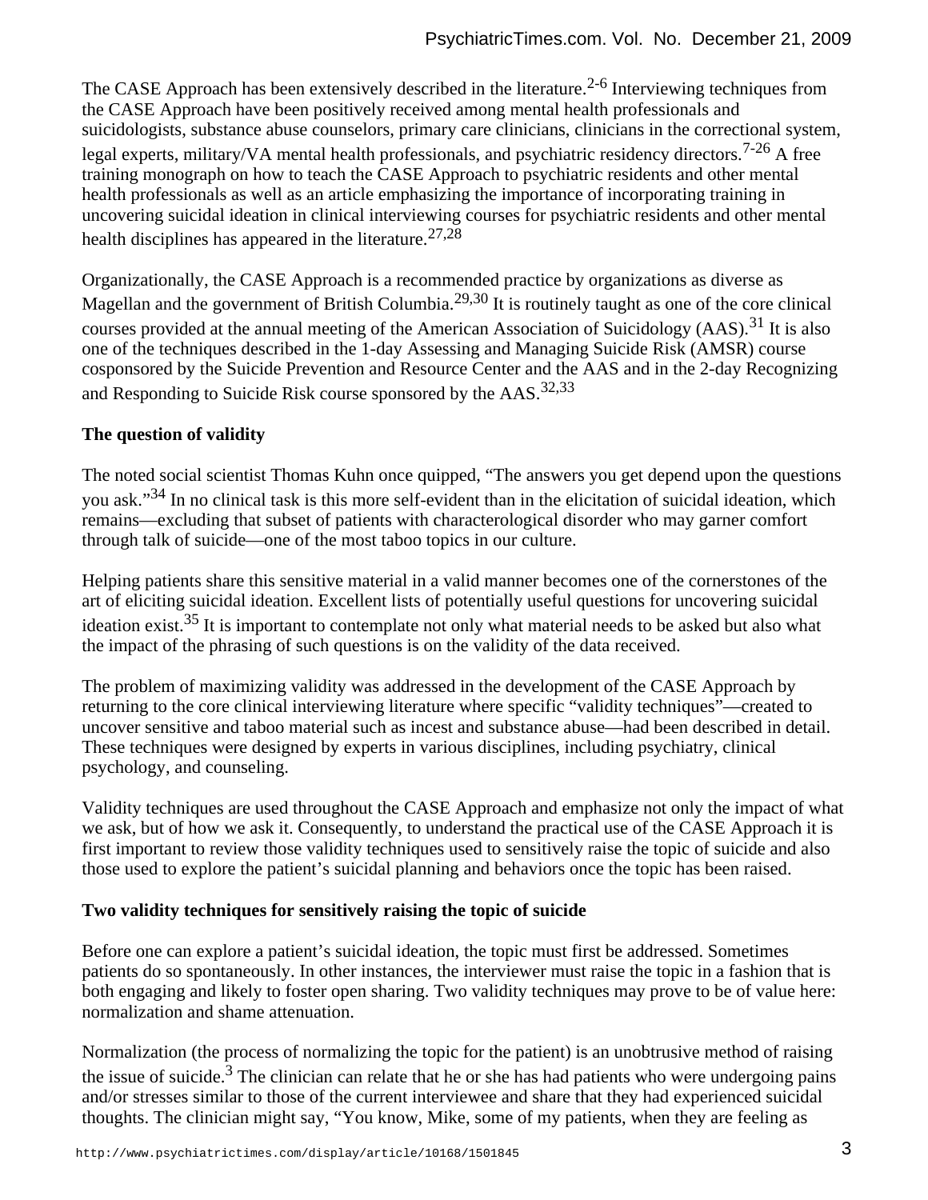The CASE Approach has been extensively described in the literature.[2-6] Interviewing techniques from the CASE Approach have been positively received among mental health professionals and suicidologists, substance abuse counselors, primary care clinicians, clinicians in the correctional system, legal experts, military/VA mental health professionals, and psychiatric residency directors.[7-26] A free training monograph on how to teach the CASE Approach to psychiatric residents and other mental health professionals as well as an article emphasizing the importance of incorporating training in uncovering suicidal ideation in clinical interviewing courses for psychiatric residents and other mental health disciplines has appeared in the literature.[27,28]

Organizationally, the CASE Approach is a recommended practice by organizations as diverse as Magellan and the government of British Columbia.[29,30] It is routinely taught as one of the core clinical courses provided at the annual meeting of the American Association of Suicidology (AAS).[31] It is also one of the techniques described in the 1-day Assessing and Managing Suicide Risk (AMSR) course cosponsored by the Suicide Prevention and Resource Center and the AAS and in the 2-day Recognizing and Responding to Suicide Risk course sponsored by the AAS.[32,33]

**The question of validity**

The noted social scientist Thomas Kuhn once quipped, "The answers you get depend upon the questions you ask."[34] In no clinical task is this more self-evident than in the elicitation of suicidal ideation, which remains—excluding that subset of patients with characterological disorder who may garner comfort through talk of suicide—one of the most taboo topics in our culture.

Helping patients share this sensitive material in a valid manner becomes one of the cornerstones of the art of eliciting suicidal ideation. Excellent lists of potentially useful questions for uncovering suicidal ideation exist.[35] It is important to contemplate not only what material needs to be asked but also what the impact of the phrasing of such questions is on the validity of the data received.

The problem of maximizing validity was addressed in the development of the CASE Approach by returning to the core clinical interviewing literature where specific "validity techniques"—created to uncover sensitive and taboo material such as incest and substance abuse—had been described in detail. These techniques were designed by experts in various disciplines, including psychiatry, clinical psychology, and counseling.

Validity techniques are used throughout the CASE Approach and emphasize not only the impact of what we ask, but of how we ask it. Consequently, to understand the practical use of the CASE Approach it is first important to review those validity techniques used to sensitively raise the topic of suicide and also those used to explore the patient's suicidal planning and behaviors once the topic has been raised.

**Two validity techniques for sensitively raising the topic of suicide**

Before one can explore a patient's suicidal ideation, the topic must first be addressed. Sometimes patients do so spontaneously. In other instances, the interviewer must raise the topic in a fashion that is both engaging and likely to foster open sharing. Two validity techniques may prove to be of value here: normalization and shame attenuation.

Normalization (the process of normalizing the topic for the patient) is an unobtrusive method of raising the issue of suicide.[3] The clinician can relate that he or she has had patients who were undergoing pains and/or stresses similar to those of the current interviewee and share that they had experienced suicidal thoughts. The clinician might say, "You know, Mike, some of my patients, when they are feeling as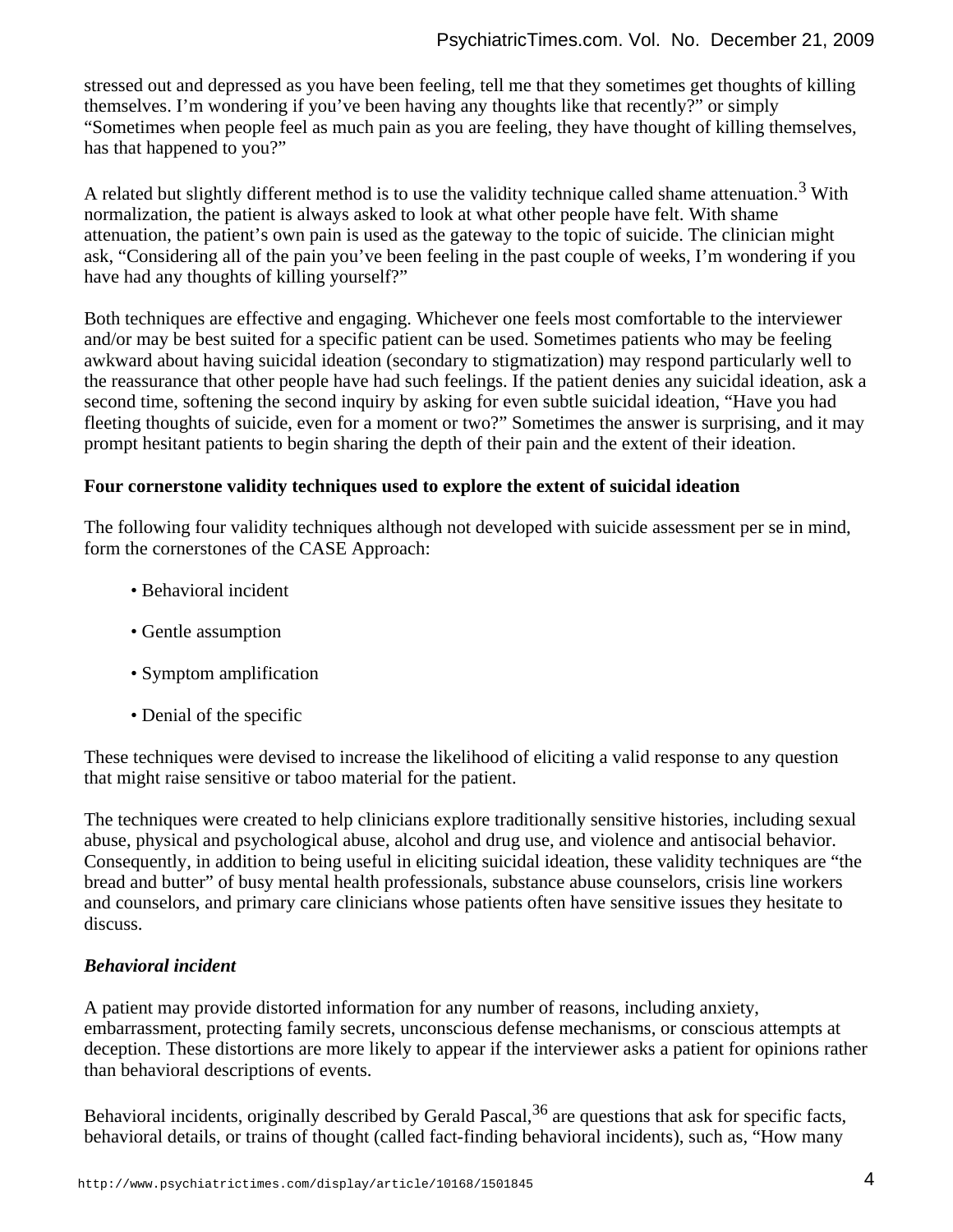stressed out and depressed as you have been feeling, tell me that they sometimes get thoughts of killing themselves. I'm wondering if you've been having any thoughts like that recently?" or simply "Sometimes when people feel as much pain as you are feeling, they have thought of killing themselves, has that happened to you?"

A related but slightly different method is to use the validity technique called shame attenuation.[3] With normalization, the patient is always asked to look at what other people have felt. With shame attenuation, the patient's own pain is used as the gateway to the topic of suicide. The clinician might ask, "Considering all of the pain you've been feeling in the past couple of weeks, I'm wondering if you have had any thoughts of killing yourself?"

Both techniques are effective and engaging. Whichever one feels most comfortable to the interviewer and/or may be best suited for a specific patient can be used. Sometimes patients who may be feeling awkward about having suicidal ideation (secondary to stigmatization) may respond particularly well to the reassurance that other people have had such feelings. If the patient denies any suicidal ideation, ask a second time, softening the second inquiry by asking for even subtle suicidal ideation, "Have you had fleeting thoughts of suicide, even for a moment or two?" Sometimes the answer is surprising, and it may prompt hesitant patients to begin sharing the depth of their pain and the extent of their ideation.

**Four cornerstone validity techniques used to explore the extent of suicidal ideation**

The following four validity techniques although not developed with suicide assessment per se in mind, form the cornerstones of the CASE Approach:

- Behavioral incident
- Gentle assumption
- Symptom amplification
- Denial of the specific

These techniques were devised to increase the likelihood of eliciting a valid response to any question that might raise sensitive or taboo material for the patient.

The techniques were created to help clinicians explore traditionally sensitive histories, including sexual abuse, physical and psychological abuse, alcohol and drug use, and violence and antisocial behavior. Consequently, in addition to being useful in eliciting suicidal ideation, these validity techniques are "the bread and butter" of busy mental health professionals, substance abuse counselors, crisis line workers and counselors, and primary care clinicians whose patients often have sensitive issues they hesitate to discuss.

***Behavioral incident***

A patient may provide distorted information for any number of reasons, including anxiety, embarrassment, protecting family secrets, unconscious defense mechanisms, or conscious attempts at deception. These distortions are more likely to appear if the interviewer asks a patient for opinions rather than behavioral descriptions of events.

Behavioral incidents, originally described by Gerald Pascal,[36] are questions that ask for specific facts, behavioral details, or trains of thought (called fact-finding behavioral incidents), such as, "How many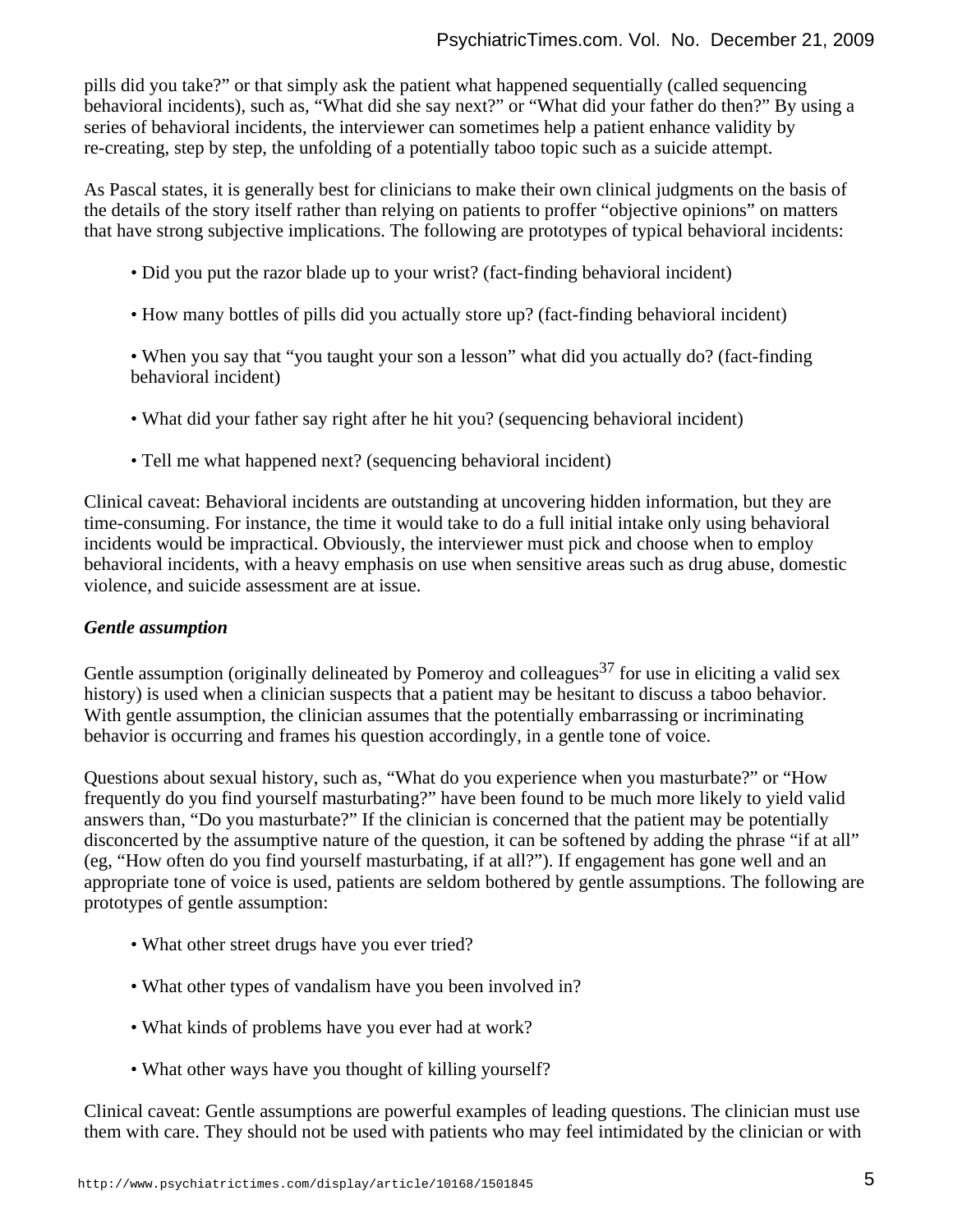pills did you take?" or that simply ask the patient what happened sequentially (called sequencing behavioral incidents), such as, "What did she say next?" or "What did your father do then?" By using a series of behavioral incidents, the interviewer can sometimes help a patient enhance validity by re-creating, step by step, the unfolding of a potentially taboo topic such as a suicide attempt.

As Pascal states, it is generally best for clinicians to make their own clinical judgments on the basis of the details of the story itself rather than relying on patients to proffer "objective opinions" on matters that have strong subjective implications. The following are prototypes of typical behavioral incidents:

- Did you put the razor blade up to your wrist? (fact-finding behavioral incident)
- How many bottles of pills did you actually store up? (fact-finding behavioral incident)
- When you say that "you taught your son a lesson" what did you actually do? (fact-finding behavioral incident)
- What did your father say right after he hit you? (sequencing behavioral incident)
- Tell me what happened next? (sequencing behavioral incident)

Clinical caveat: Behavioral incidents are outstanding at uncovering hidden information, but they are time-consuming. For instance, the time it would take to do a full initial intake only using behavioral incidents would be impractical. Obviously, the interviewer must pick and choose when to employ behavioral incidents, with a heavy emphasis on use when sensitive areas such as drug abuse, domestic violence, and suicide assessment are at issue.

### *Gentle assumption*

Gentle assumption (originally delineated by Pomeroy and colleagues[37] for use in eliciting a valid sex history) is used when a clinician suspects that a patient may be hesitant to discuss a taboo behavior. With gentle assumption, the clinician assumes that the potentially embarrassing or incriminating behavior is occurring and frames his question accordingly, in a gentle tone of voice.

Questions about sexual history, such as, "What do you experience when you masturbate?" or "How frequently do you find yourself masturbating?" have been found to be much more likely to yield valid answers than, "Do you masturbate?" If the clinician is concerned that the patient may be potentially disconcerted by the assumptive nature of the question, it can be softened by adding the phrase "if at all" (eg, "How often do you find yourself masturbating, if at all?"). If engagement has gone well and an appropriate tone of voice is used, patients are seldom bothered by gentle assumptions. The following are prototypes of gentle assumption:

- What other street drugs have you ever tried?
- What other types of vandalism have you been involved in?
- What kinds of problems have you ever had at work?
- What other ways have you thought of killing yourself?

Clinical caveat: Gentle assumptions are powerful examples of leading questions. The clinician must use them with care. They should not be used with patients who may feel intimidated by the clinician or with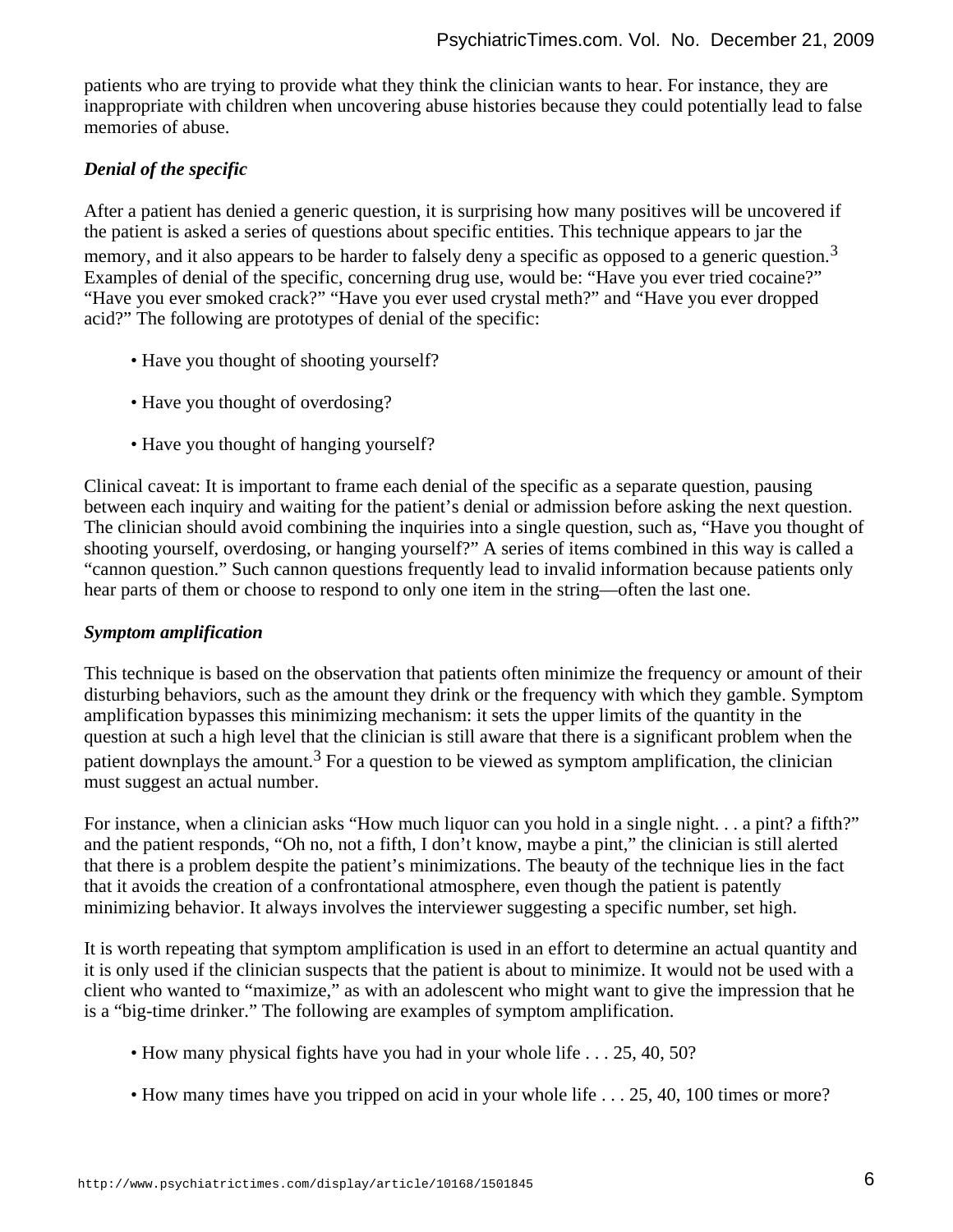patients who are trying to provide what they think the clinician wants to hear. For instance, they are inappropriate with children when uncovering abuse histories because they could potentially lead to false memories of abuse.

### *Denial of the specific*

After a patient has denied a generic question, it is surprising how many positives will be uncovered if the patient is asked a series of questions about specific entities. This technique appears to jar the memory, and it also appears to be harder to falsely deny a specific as opposed to a generic question.[3] Examples of denial of the specific, concerning drug use, would be: "Have you ever tried cocaine?" "Have you ever smoked crack?" "Have you ever used crystal meth?" and "Have you ever dropped acid?" The following are prototypes of denial of the specific:

- Have you thought of shooting yourself?
- Have you thought of overdosing?
- Have you thought of hanging yourself?

Clinical caveat: It is important to frame each denial of the specific as a separate question, pausing between each inquiry and waiting for the patient's denial or admission before asking the next question. The clinician should avoid combining the inquiries into a single question, such as, "Have you thought of shooting yourself, overdosing, or hanging yourself?" A series of items combined in this way is called a "cannon question." Such cannon questions frequently lead to invalid information because patients only hear parts of them or choose to respond to only one item in the string—often the last one.

### *Symptom amplification*

This technique is based on the observation that patients often minimize the frequency or amount of their disturbing behaviors, such as the amount they drink or the frequency with which they gamble. Symptom amplification bypasses this minimizing mechanism: it sets the upper limits of the quantity in the question at such a high level that the clinician is still aware that there is a significant problem when the patient downplays the amount.[3] For a question to be viewed as symptom amplification, the clinician must suggest an actual number.

For instance, when a clinician asks "How much liquor can you hold in a single night. . . a pint? a fifth?" and the patient responds, "Oh no, not a fifth, I don't know, maybe a pint," the clinician is still alerted that there is a problem despite the patient's minimizations. The beauty of the technique lies in the fact that it avoids the creation of a confrontational atmosphere, even though the patient is patently minimizing behavior. It always involves the interviewer suggesting a specific number, set high.

It is worth repeating that symptom amplification is used in an effort to determine an actual quantity and it is only used if the clinician suspects that the patient is about to minimize. It would not be used with a client who wanted to "maximize," as with an adolescent who might want to give the impression that he is a "big-time drinker." The following are examples of symptom amplification.

- How many physical fights have you had in your whole life . . . 25, 40, 50?
- How many times have you tripped on acid in your whole life . . . 25, 40, 100 times or more?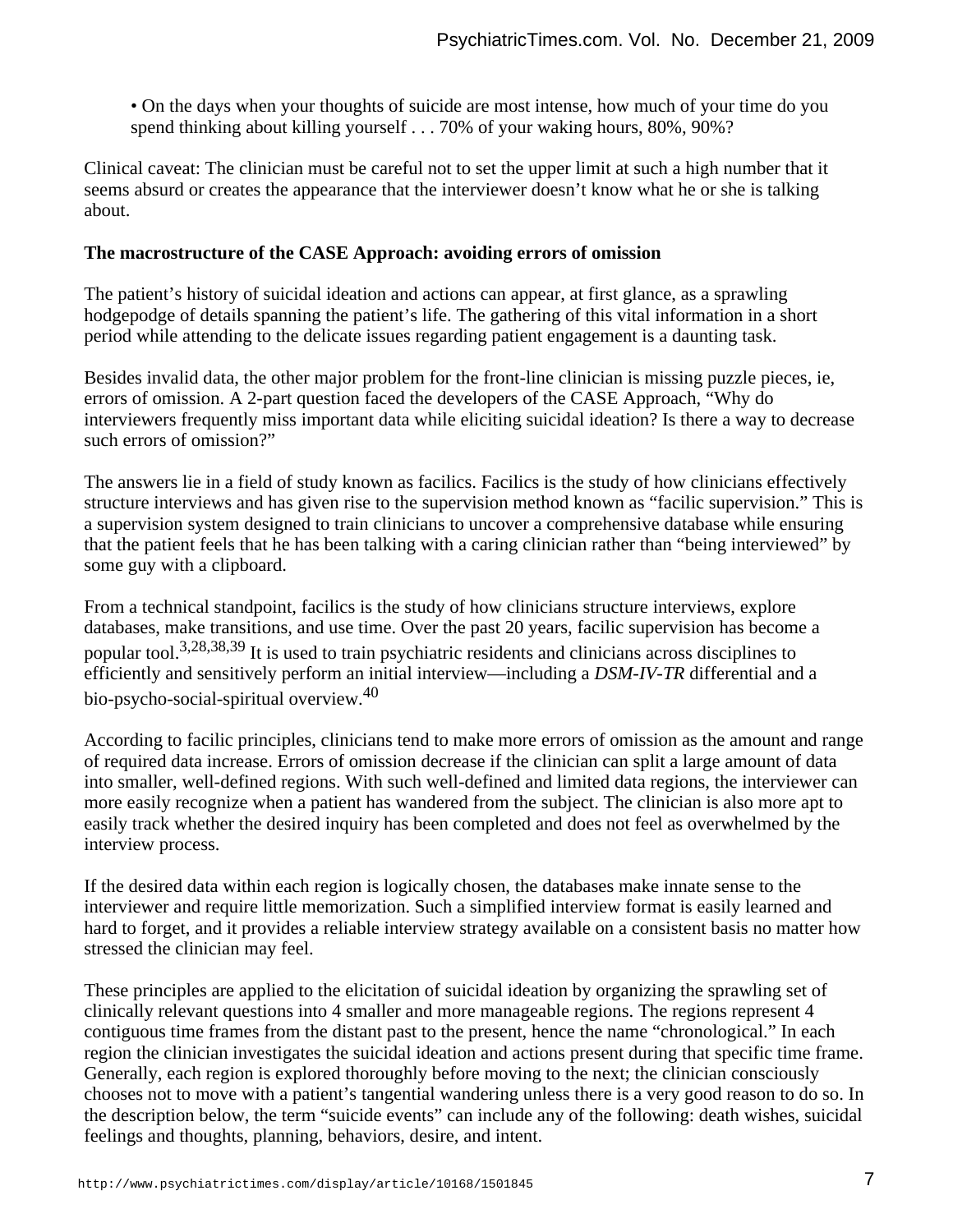- On the days when your thoughts of suicide are most intense, how much of your time do you spend thinking about killing yourself . . . 70% of your waking hours, 80%, 90%?

Clinical caveat: The clinician must be careful not to set the upper limit at such a high number that it seems absurd or creates the appearance that the interviewer doesn't know what he or she is talking about.

**The macrostructure of the CASE Approach: avoiding errors of omission**

The patient's history of suicidal ideation and actions can appear, at first glance, as a sprawling hodgepodge of details spanning the patient's life. The gathering of this vital information in a short period while attending to the delicate issues regarding patient engagement is a daunting task.

Besides invalid data, the other major problem for the front-line clinician is missing puzzle pieces, ie, errors of omission. A 2-part question faced the developers of the CASE Approach, "Why do interviewers frequently miss important data while eliciting suicidal ideation? Is there a way to decrease such errors of omission?"

The answers lie in a field of study known as facilics. Facilics is the study of how clinicians effectively structure interviews and has given rise to the supervision method known as "facilic supervision." This is a supervision system designed to train clinicians to uncover a comprehensive database while ensuring that the patient feels that he has been talking with a caring clinician rather than "being interviewed" by some guy with a clipboard.

From a technical standpoint, facilics is the study of how clinicians structure interviews, explore databases, make transitions, and use time. Over the past 20 years, facilic supervision has become a popular tool.[3,28,38,39] It is used to train psychiatric residents and clinicians across disciplines to efficiently and sensitively perform an initial interview—including a *DSM-IV-TR* differential and a bio-psycho-social-spiritual overview.[40]

According to facilic principles, clinicians tend to make more errors of omission as the amount and range of required data increase. Errors of omission decrease if the clinician can split a large amount of data into smaller, well-defined regions. With such well-defined and limited data regions, the interviewer can more easily recognize when a patient has wandered from the subject. The clinician is also more apt to easily track whether the desired inquiry has been completed and does not feel as overwhelmed by the interview process.

If the desired data within each region is logically chosen, the databases make innate sense to the interviewer and require little memorization. Such a simplified interview format is easily learned and hard to forget, and it provides a reliable interview strategy available on a consistent basis no matter how stressed the clinician may feel.

These principles are applied to the elicitation of suicidal ideation by organizing the sprawling set of clinically relevant questions into 4 smaller and more manageable regions. The regions represent 4 contiguous time frames from the distant past to the present, hence the name "chronological." In each region the clinician investigates the suicidal ideation and actions present during that specific time frame. Generally, each region is explored thoroughly before moving to the next; the clinician consciously chooses not to move with a patient's tangential wandering unless there is a very good reason to do so. In the description below, the term "suicide events" can include any of the following: death wishes, suicidal feelings and thoughts, planning, behaviors, desire, and intent.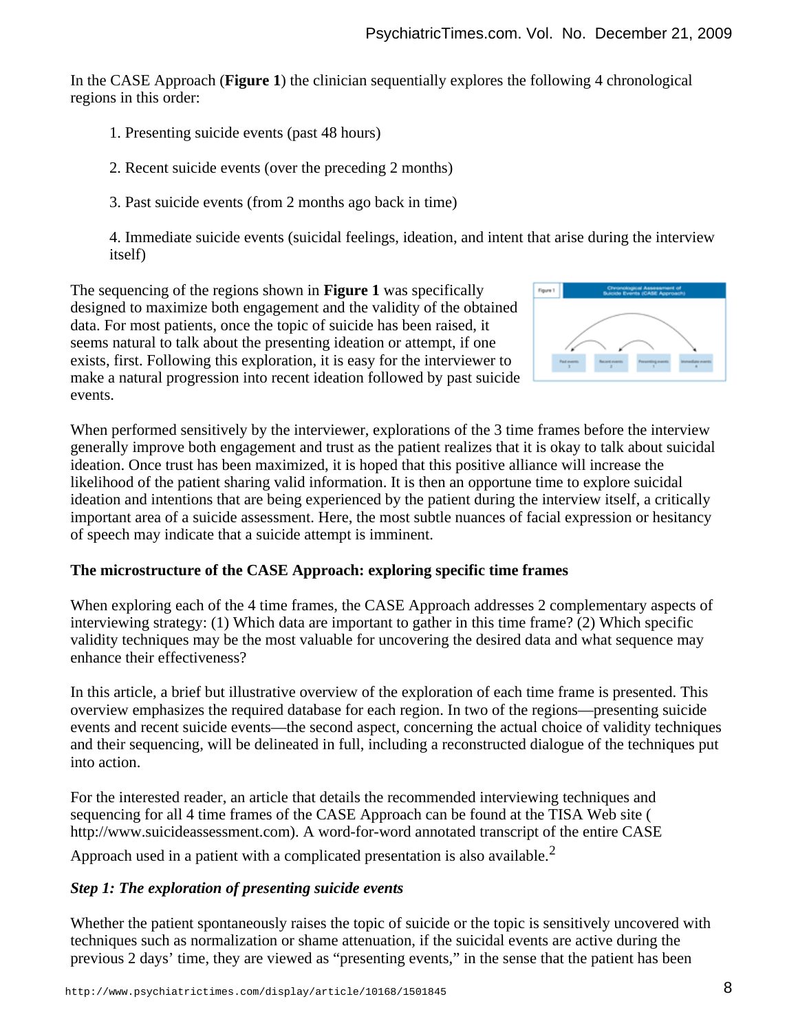In the CASE Approach (**Figure 1**) the clinician sequentially explores the following 4 chronological regions in this order:

1. Presenting suicide events (past 48 hours)

2. Recent suicide events (over the preceding 2 months)

3. Past suicide events (from 2 months ago back in time)

4. Immediate suicide events (suicidal feelings, ideation, and intent that arise during the interview itself)

The sequencing of the regions shown in **Figure 1** was specifically designed to maximize both engagement and the validity of the obtained data. For most patients, once the topic of suicide has been raised, it seems natural to talk about the presenting ideation or attempt, if one exists, first. Following this exploration, it is easy for the interviewer to make a natural progression into recent ideation followed by past suicide events.

When performed sensitively by the interviewer, explorations of the 3 time frames before the interview generally improve both engagement and trust as the patient realizes that it is okay to talk about suicidal ideation. Once trust has been maximized, it is hoped that this positive alliance will increase the likelihood of the patient sharing valid information. It is then an opportune time to explore suicidal ideation and intentions that are being experienced by the patient during the interview itself, a critically important area of a suicide assessment. Here, the most subtle nuances of facial expression or hesitancy of speech may indicate that a suicide attempt is imminent.

**The microstructure of the CASE Approach: exploring specific time frames**

When exploring each of the 4 time frames, the CASE Approach addresses 2 complementary aspects of interviewing strategy: (1) Which data are important to gather in this time frame? (2) Which specific validity techniques may be the most valuable for uncovering the desired data and what sequence may enhance their effectiveness?

In this article, a brief but illustrative overview of the exploration of each time frame is presented. This overview emphasizes the required database for each region. In two of the regions—presenting suicide events and recent suicide events—the second aspect, concerning the actual choice of validity techniques and their sequencing, will be delineated in full, including a reconstructed dialogue of the techniques put into action.

For the interested reader, an article that details the recommended interviewing techniques and sequencing for all 4 time frames of the CASE Approach can be found at the TISA Web site ( http://www.suicideassessment.com). A word-for-word annotated transcript of the entire CASE Approach used in a patient with a complicated presentation is also available.[2]

***Step 1: The exploration of presenting suicide events***

Whether the patient spontaneously raises the topic of suicide or the topic is sensitively uncovered with techniques such as normalization or shame attenuation, if the suicidal events are active during the previous 2 days' time, they are viewed as "presenting events," in the sense that the patient has been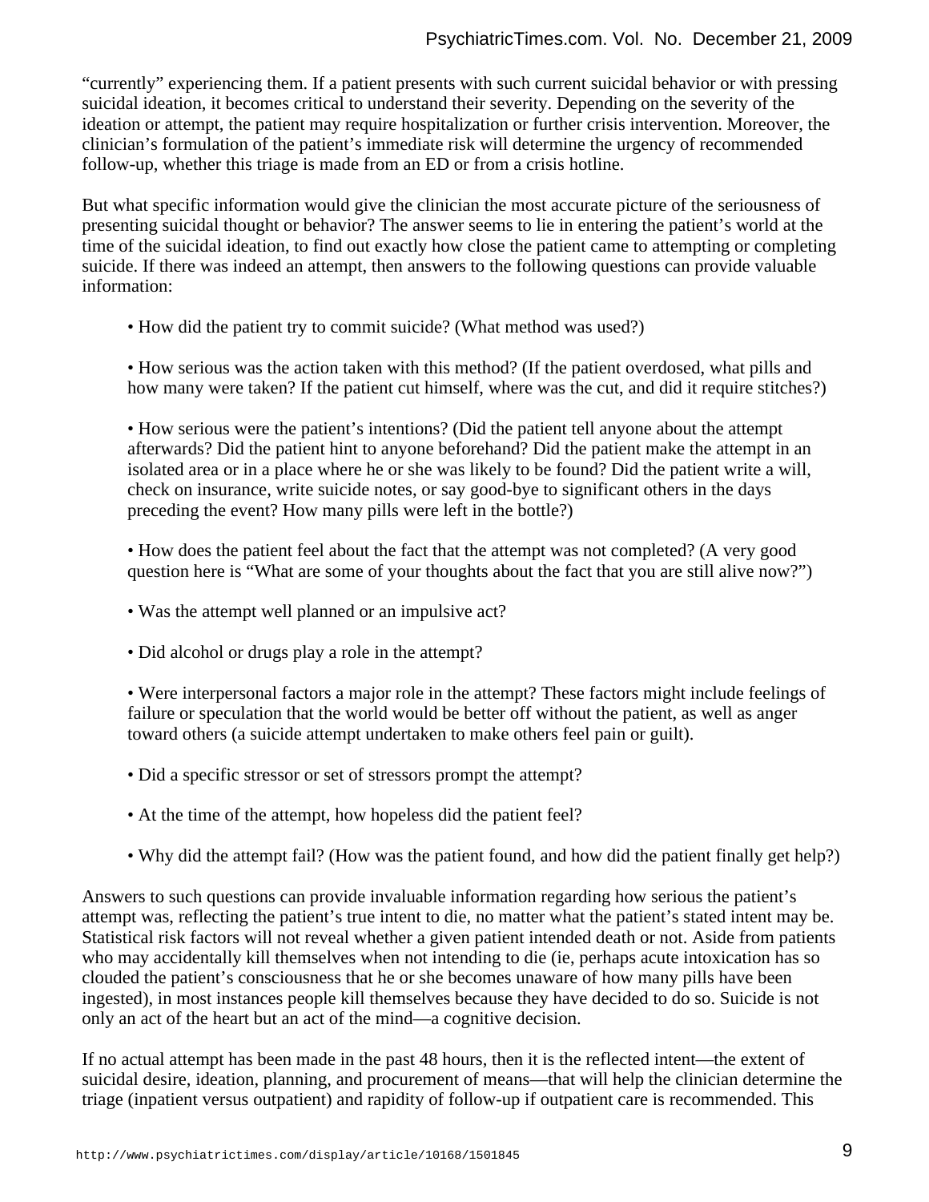"currently" experiencing them. If a patient presents with such current suicidal behavior or with pressing suicidal ideation, it becomes critical to understand their severity. Depending on the severity of the ideation or attempt, the patient may require hospitalization or further crisis intervention. Moreover, the clinician's formulation of the patient's immediate risk will determine the urgency of recommended follow-up, whether this triage is made from an ED or from a crisis hotline.

But what specific information would give the clinician the most accurate picture of the seriousness of presenting suicidal thought or behavior? The answer seems to lie in entering the patient's world at the time of the suicidal ideation, to find out exactly how close the patient came to attempting or completing suicide. If there was indeed an attempt, then answers to the following questions can provide valuable information:

- How did the patient try to commit suicide? (What method was used?)
- How serious was the action taken with this method? (If the patient overdosed, what pills and how many were taken? If the patient cut himself, where was the cut, and did it require stitches?)
- How serious were the patient's intentions? (Did the patient tell anyone about the attempt afterwards? Did the patient hint to anyone beforehand? Did the patient make the attempt in an isolated area or in a place where he or she was likely to be found? Did the patient write a will, check on insurance, write suicide notes, or say good-bye to significant others in the days preceding the event? How many pills were left in the bottle?)
- How does the patient feel about the fact that the attempt was not completed? (A very good question here is "What are some of your thoughts about the fact that you are still alive now?")
- Was the attempt well planned or an impulsive act?
- Did alcohol or drugs play a role in the attempt?
- Were interpersonal factors a major role in the attempt? These factors might include feelings of failure or speculation that the world would be better off without the patient, as well as anger toward others (a suicide attempt undertaken to make others feel pain or guilt).
- Did a specific stressor or set of stressors prompt the attempt?
- At the time of the attempt, how hopeless did the patient feel?
- Why did the attempt fail? (How was the patient found, and how did the patient finally get help?)

Answers to such questions can provide invaluable information regarding how serious the patient's attempt was, reflecting the patient's true intent to die, no matter what the patient's stated intent may be. Statistical risk factors will not reveal whether a given patient intended death or not. Aside from patients who may accidentally kill themselves when not intending to die (ie, perhaps acute intoxication has so clouded the patient's consciousness that he or she becomes unaware of how many pills have been ingested), in most instances people kill themselves because they have decided to do so. Suicide is not only an act of the heart but an act of the mind—a cognitive decision.

If no actual attempt has been made in the past 48 hours, then it is the reflected intent—the extent of suicidal desire, ideation, planning, and procurement of means—that will help the clinician determine the triage (inpatient versus outpatient) and rapidity of follow-up if outpatient care is recommended. This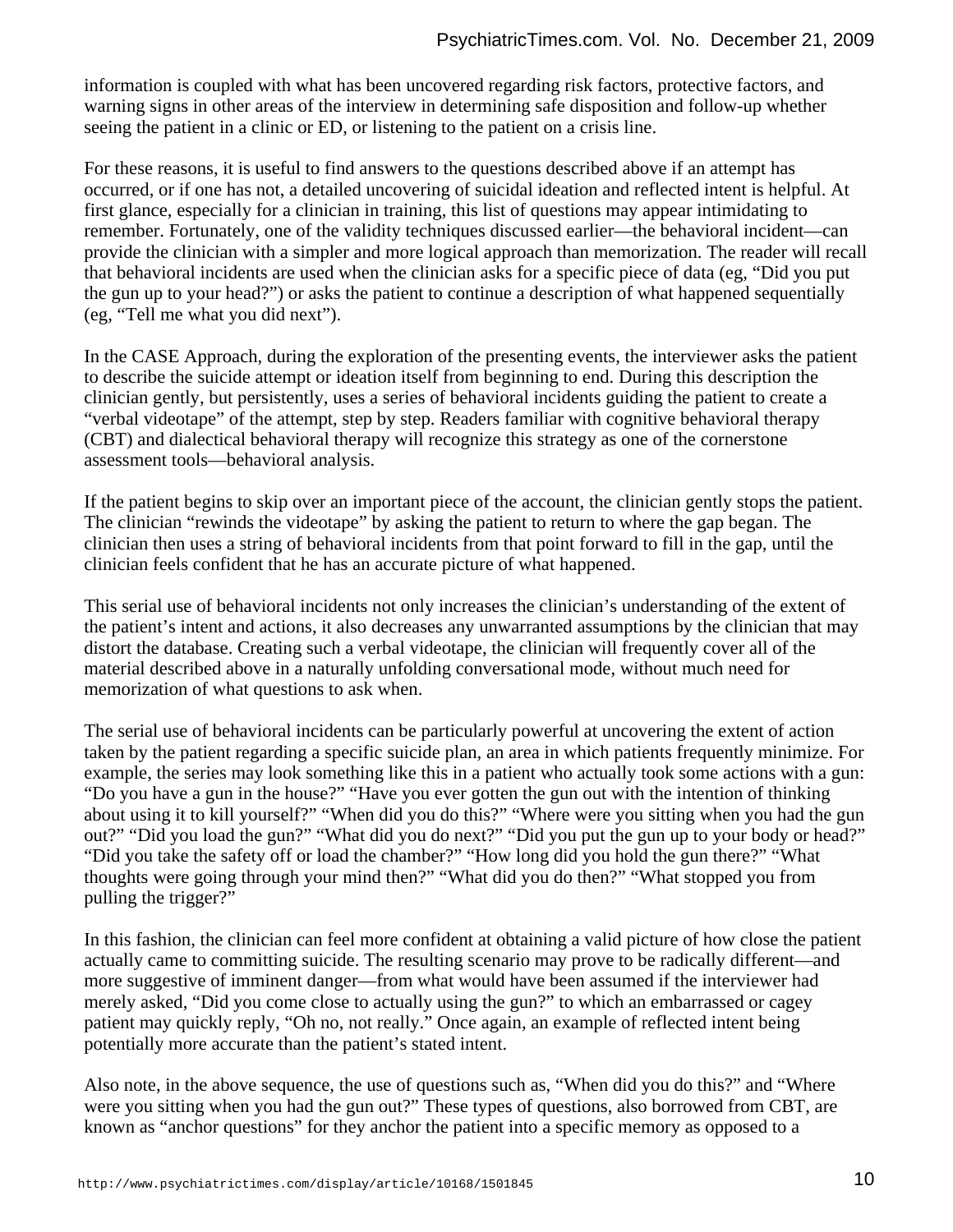information is coupled with what has been uncovered regarding risk factors, protective factors, and warning signs in other areas of the interview in determining safe disposition and follow-up whether seeing the patient in a clinic or ED, or listening to the patient on a crisis line.

For these reasons, it is useful to find answers to the questions described above if an attempt has occurred, or if one has not, a detailed uncovering of suicidal ideation and reflected intent is helpful. At first glance, especially for a clinician in training, this list of questions may appear intimidating to remember. Fortunately, one of the validity techniques discussed earlier—the behavioral incident—can provide the clinician with a simpler and more logical approach than memorization. The reader will recall that behavioral incidents are used when the clinician asks for a specific piece of data (eg, "Did you put the gun up to your head?") or asks the patient to continue a description of what happened sequentially (eg, "Tell me what you did next").

In the CASE Approach, during the exploration of the presenting events, the interviewer asks the patient to describe the suicide attempt or ideation itself from beginning to end. During this description the clinician gently, but persistently, uses a series of behavioral incidents guiding the patient to create a "verbal videotape" of the attempt, step by step. Readers familiar with cognitive behavioral therapy (CBT) and dialectical behavioral therapy will recognize this strategy as one of the cornerstone assessment tools—behavioral analysis.

If the patient begins to skip over an important piece of the account, the clinician gently stops the patient. The clinician "rewinds the videotape" by asking the patient to return to where the gap began. The clinician then uses a string of behavioral incidents from that point forward to fill in the gap, until the clinician feels confident that he has an accurate picture of what happened.

This serial use of behavioral incidents not only increases the clinician's understanding of the extent of the patient's intent and actions, it also decreases any unwarranted assumptions by the clinician that may distort the database. Creating such a verbal videotape, the clinician will frequently cover all of the material described above in a naturally unfolding conversational mode, without much need for memorization of what questions to ask when.

The serial use of behavioral incidents can be particularly powerful at uncovering the extent of action taken by the patient regarding a specific suicide plan, an area in which patients frequently minimize. For example, the series may look something like this in a patient who actually took some actions with a gun: "Do you have a gun in the house?" "Have you ever gotten the gun out with the intention of thinking about using it to kill yourself?" "When did you do this?" "Where were you sitting when you had the gun out?" "Did you load the gun?" "What did you do next?" "Did you put the gun up to your body or head?" "Did you take the safety off or load the chamber?" "How long did you hold the gun there?" "What thoughts were going through your mind then?" "What did you do then?" "What stopped you from pulling the trigger?"

In this fashion, the clinician can feel more confident at obtaining a valid picture of how close the patient actually came to committing suicide. The resulting scenario may prove to be radically different—and more suggestive of imminent danger—from what would have been assumed if the interviewer had merely asked, "Did you come close to actually using the gun?" to which an embarrassed or cagey patient may quickly reply, "Oh no, not really." Once again, an example of reflected intent being potentially more accurate than the patient's stated intent.

Also note, in the above sequence, the use of questions such as, "When did you do this?" and "Where were you sitting when you had the gun out?" These types of questions, also borrowed from CBT, are known as "anchor questions" for they anchor the patient into a specific memory as opposed to a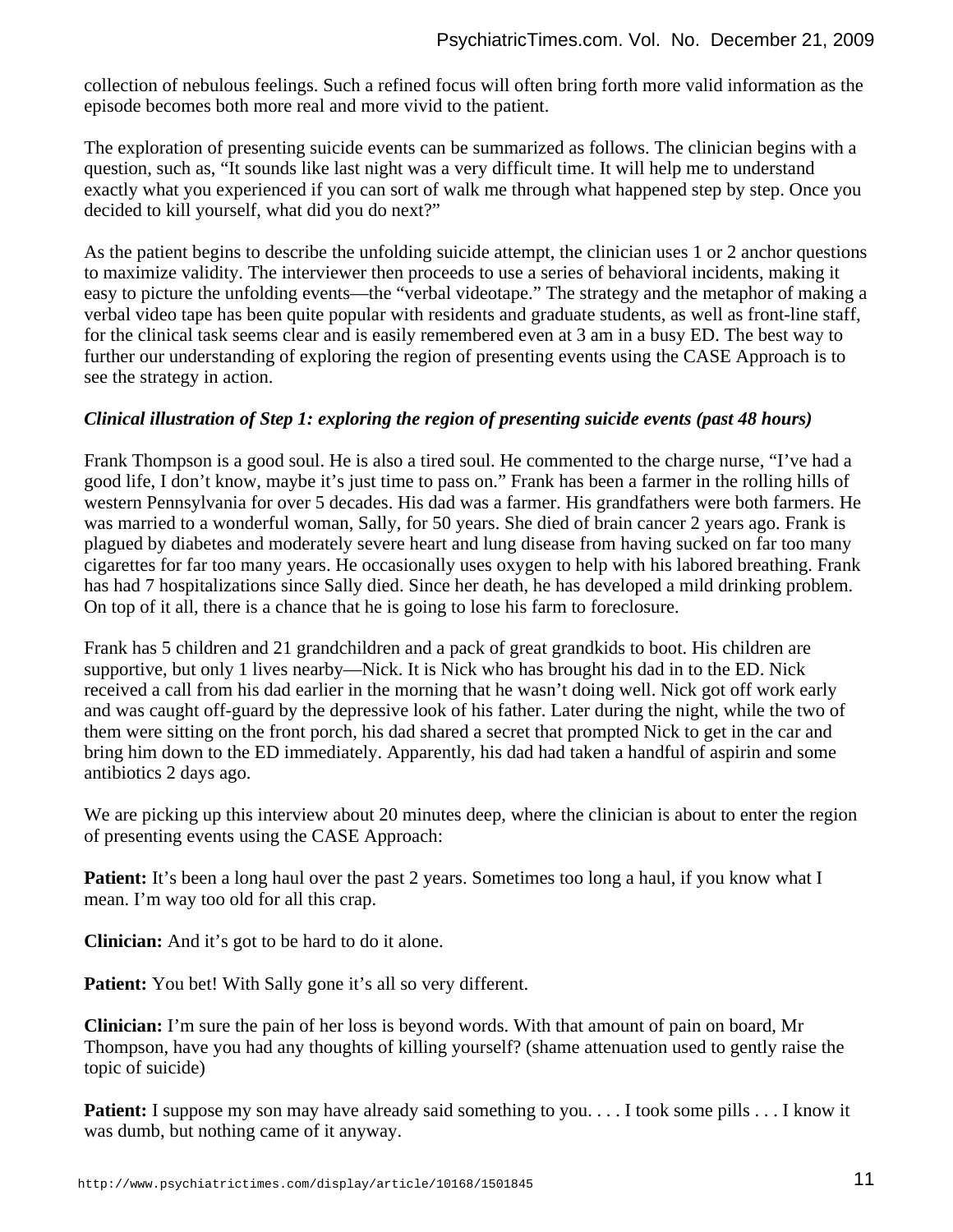collection of nebulous feelings. Such a refined focus will often bring forth more valid information as the episode becomes both more real and more vivid to the patient.

The exploration of presenting suicide events can be summarized as follows. The clinician begins with a question, such as, "It sounds like last night was a very difficult time. It will help me to understand exactly what you experienced if you can sort of walk me through what happened step by step. Once you decided to kill yourself, what did you do next?"

As the patient begins to describe the unfolding suicide attempt, the clinician uses 1 or 2 anchor questions to maximize validity. The interviewer then proceeds to use a series of behavioral incidents, making it easy to picture the unfolding events—the "verbal videotape." The strategy and the metaphor of making a verbal video tape has been quite popular with residents and graduate students, as well as front-line staff, for the clinical task seems clear and is easily remembered even at 3 am in a busy ED. The best way to further our understanding of exploring the region of presenting events using the CASE Approach is to see the strategy in action.

***Clinical illustration of Step 1: exploring the region of presenting suicide events (past 48 hours)***

Frank Thompson is a good soul. He is also a tired soul. He commented to the charge nurse, "I've had a good life, I don't know, maybe it's just time to pass on." Frank has been a farmer in the rolling hills of western Pennsylvania for over 5 decades. His dad was a farmer. His grandfathers were both farmers. He was married to a wonderful woman, Sally, for 50 years. She died of brain cancer 2 years ago. Frank is plagued by diabetes and moderately severe heart and lung disease from having sucked on far too many cigarettes for far too many years. He occasionally uses oxygen to help with his labored breathing. Frank has had 7 hospitalizations since Sally died. Since her death, he has developed a mild drinking problem. On top of it all, there is a chance that he is going to lose his farm to foreclosure.

Frank has 5 children and 21 grandchildren and a pack of great grandkids to boot. His children are supportive, but only 1 lives nearby—Nick. It is Nick who has brought his dad in to the ED. Nick received a call from his dad earlier in the morning that he wasn't doing well. Nick got off work early and was caught off-guard by the depressive look of his father. Later during the night, while the two of them were sitting on the front porch, his dad shared a secret that prompted Nick to get in the car and bring him down to the ED immediately. Apparently, his dad had taken a handful of aspirin and some antibiotics 2 days ago.

We are picking up this interview about 20 minutes deep, where the clinician is about to enter the region of presenting events using the CASE Approach:

**Patient:** It's been a long haul over the past 2 years. Sometimes too long a haul, if you know what I mean. I'm way too old for all this crap.

**Clinician:** And it's got to be hard to do it alone.

**Patient:** You bet! With Sally gone it's all so very different.

**Clinician:** I'm sure the pain of her loss is beyond words. With that amount of pain on board, Mr Thompson, have you had any thoughts of killing yourself? (shame attenuation used to gently raise the topic of suicide)

**Patient:** I suppose my son may have already said something to you. . . . I took some pills . . . I know it was dumb, but nothing came of it anyway.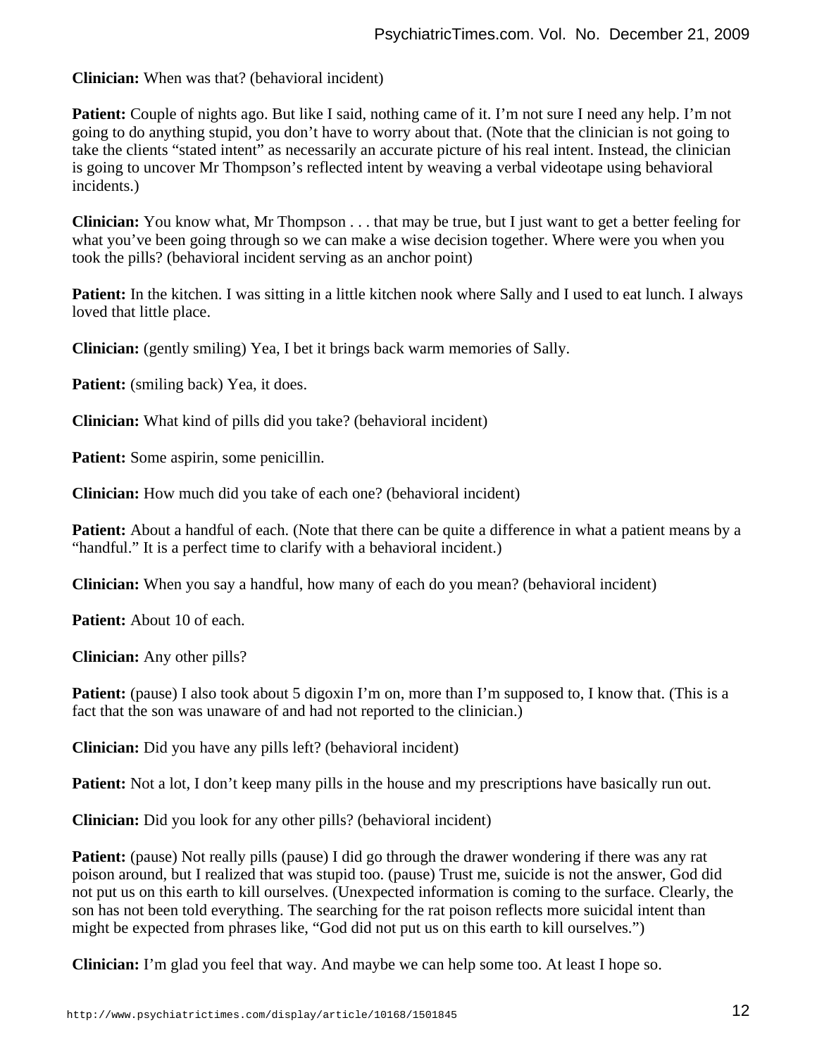**Clinician:** When was that? (behavioral incident)

**Patient:** Couple of nights ago. But like I said, nothing came of it. I'm not sure I need any help. I'm not going to do anything stupid, you don't have to worry about that. (Note that the clinician is not going to take the clients "stated intent" as necessarily an accurate picture of his real intent. Instead, the clinician is going to uncover Mr Thompson's reflected intent by weaving a verbal videotape using behavioral incidents.)

**Clinician:** You know what, Mr Thompson . . . that may be true, but I just want to get a better feeling for what you've been going through so we can make a wise decision together. Where were you when you took the pills? (behavioral incident serving as an anchor point)

**Patient:** In the kitchen. I was sitting in a little kitchen nook where Sally and I used to eat lunch. I always loved that little place.

**Clinician:** (gently smiling) Yea, I bet it brings back warm memories of Sally.

**Patient:** (smiling back) Yea, it does.

**Clinician:** What kind of pills did you take? (behavioral incident)

**Patient:** Some aspirin, some penicillin.

**Clinician:** How much did you take of each one? (behavioral incident)

**Patient:** About a handful of each. (Note that there can be quite a difference in what a patient means by a "handful." It is a perfect time to clarify with a behavioral incident.)

**Clinician:** When you say a handful, how many of each do you mean? (behavioral incident)

**Patient:** About 10 of each.

**Clinician:** Any other pills?

**Patient:** (pause) I also took about 5 digoxin I'm on, more than I'm supposed to, I know that. (This is a fact that the son was unaware of and had not reported to the clinician.)

**Clinician:** Did you have any pills left? (behavioral incident)

**Patient:** Not a lot, I don't keep many pills in the house and my prescriptions have basically run out.

**Clinician:** Did you look for any other pills? (behavioral incident)

**Patient:** (pause) Not really pills (pause) I did go through the drawer wondering if there was any rat poison around, but I realized that was stupid too. (pause) Trust me, suicide is not the answer, God did not put us on this earth to kill ourselves. (Unexpected information is coming to the surface. Clearly, the son has not been told everything. The searching for the rat poison reflects more suicidal intent than might be expected from phrases like, "God did not put us on this earth to kill ourselves.")

**Clinician:** I'm glad you feel that way. And maybe we can help some too. At least I hope so.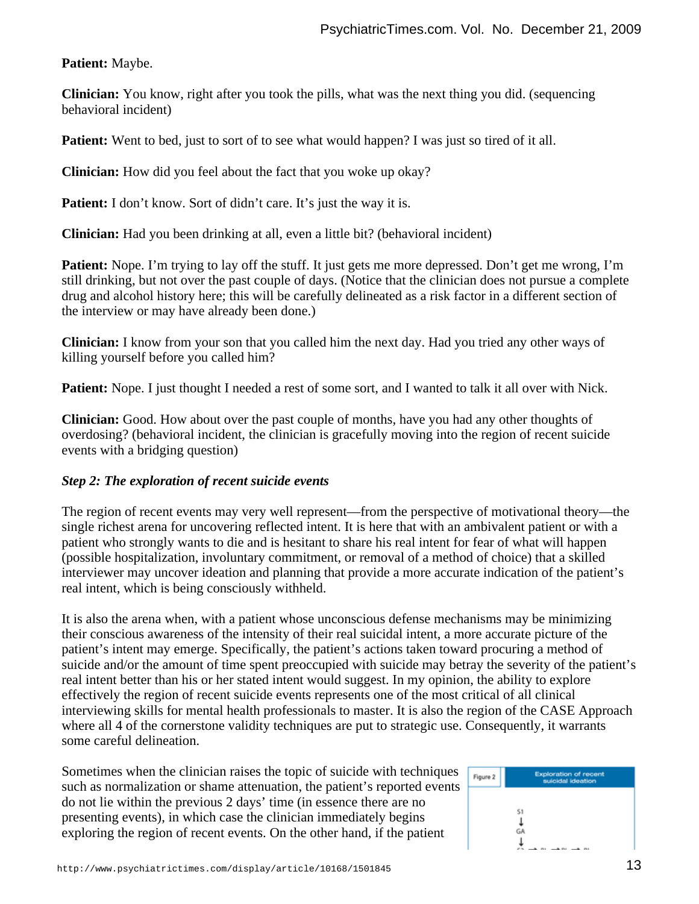**Patient:** Maybe.

**Clinician:** You know, right after you took the pills, what was the next thing you did. (sequencing behavioral incident)

**Patient:** Went to bed, just to sort of to see what would happen? I was just so tired of it all.

**Clinician:** How did you feel about the fact that you woke up okay?

**Patient:** I don't know. Sort of didn't care. It's just the way it is.

**Clinician:** Had you been drinking at all, even a little bit? (behavioral incident)

**Patient:** Nope. I'm trying to lay off the stuff. It just gets me more depressed. Don't get me wrong, I'm still drinking, but not over the past couple of days. (Notice that the clinician does not pursue a complete drug and alcohol history here; this will be carefully delineated as a risk factor in a different section of the interview or may have already been done.)

**Clinician:** I know from your son that you called him the next day. Had you tried any other ways of killing yourself before you called him?

**Patient:** Nope. I just thought I needed a rest of some sort, and I wanted to talk it all over with Nick.

**Clinician:** Good. How about over the past couple of months, have you had any other thoughts of overdosing? (behavioral incident, the clinician is gracefully moving into the region of recent suicide events with a bridging question)

### *Step 2: The exploration of recent suicide events*

The region of recent events may very well represent—from the perspective of motivational theory—the single richest arena for uncovering reflected intent. It is here that with an ambivalent patient or with a patient who strongly wants to die and is hesitant to share his real intent for fear of what will happen (possible hospitalization, involuntary commitment, or removal of a method of choice) that a skilled interviewer may uncover ideation and planning that provide a more accurate indication of the patient's real intent, which is being consciously withheld.

It is also the arena when, with a patient whose unconscious defense mechanisms may be minimizing their conscious awareness of the intensity of their real suicidal intent, a more accurate picture of the patient's intent may emerge. Specifically, the patient's actions taken toward procuring a method of suicide and/or the amount of time spent preoccupied with suicide may betray the severity of the patient's real intent better than his or her stated intent would suggest. In my opinion, the ability to explore effectively the region of recent suicide events represents one of the most critical of all clinical interviewing skills for mental health professionals to master. It is also the region of the CASE Approach where all 4 of the cornerstone validity techniques are put to strategic use. Consequently, it warrants some careful delineation.

Sometimes when the clinician raises the topic of suicide with techniques such as normalization or shame attenuation, the patient's reported events do not lie within the previous 2 days' time (in essence there are no presenting events), in which case the clinician immediately begins exploring the region of recent events. On the other hand, if the patient

Figure 2

Exploration of recent suicidal ideation

S1

GA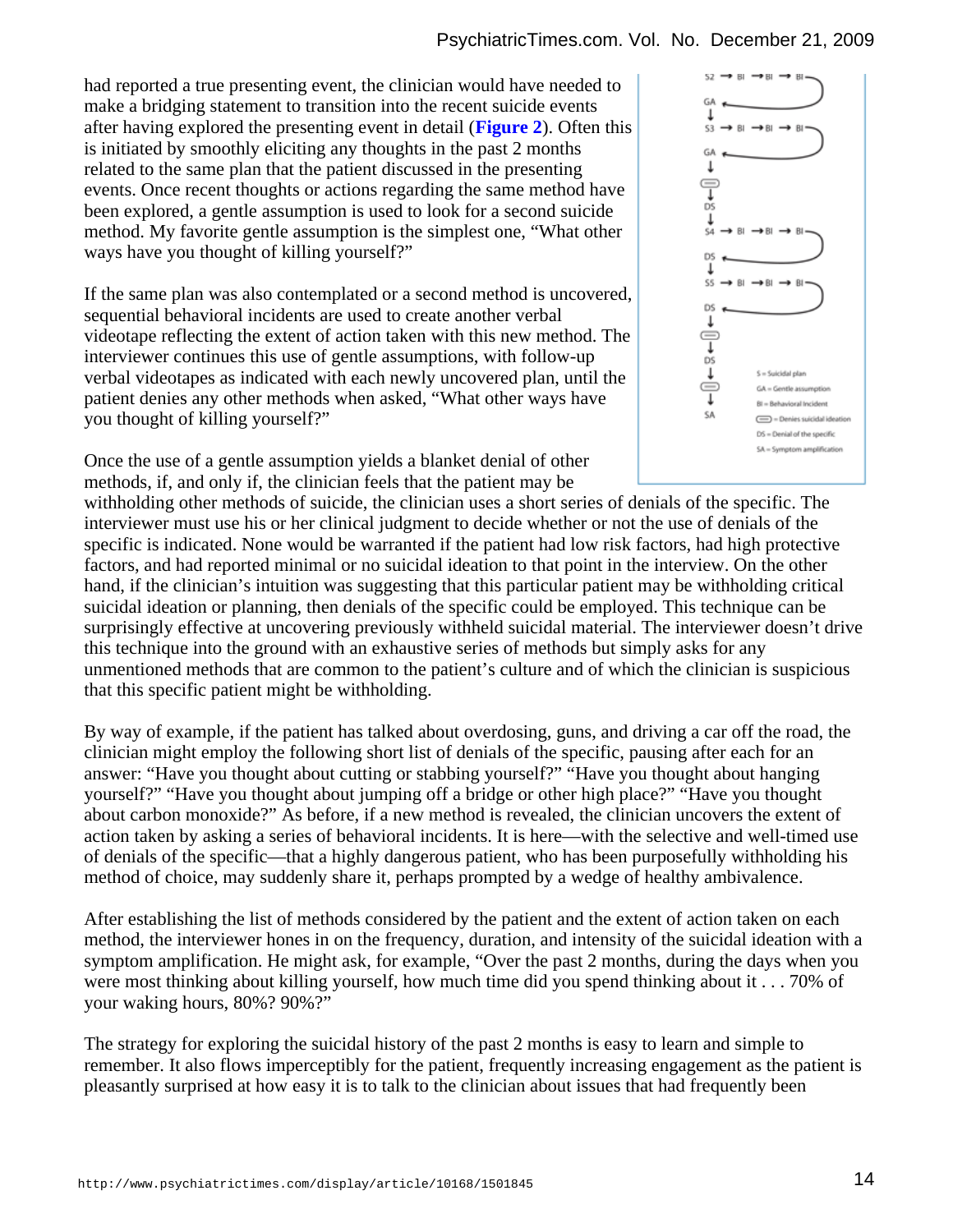had reported a true presenting event, the clinician would have needed to make a bridging statement to transition into the recent suicide events after having explored the presenting event in detail (**Figure 2**). Often this is initiated by smoothly eliciting any thoughts in the past 2 months related to the same plan that the patient discussed in the presenting events. Once recent thoughts or actions regarding the same method have been explored, a gentle assumption is used to look for a second suicide method. My favorite gentle assumption is the simplest one, "What other ways have you thought of killing yourself?"

If the same plan was also contemplated or a second method is uncovered, sequential behavioral incidents are used to create another verbal videotape reflecting the extent of action taken with this new method. The interviewer continues this use of gentle assumptions, with follow-up verbal videotapes as indicated with each newly uncovered plan, until the patient denies any other methods when asked, "What other ways have you thought of killing yourself?"

Once the use of a gentle assumption yields a blanket denial of other methods, if, and only if, the clinician feels that the patient may be withholding other methods of suicide, the clinician uses a short series of denials of the specific. The interviewer must use his or her clinical judgment to decide whether or not the use of denials of the specific is indicated. None would be warranted if the patient had low risk factors, had high protective factors, and had reported minimal or no suicidal ideation to that point in the interview. On the other hand, if the clinician's intuition was suggesting that this particular patient may be withholding critical suicidal ideation or planning, then denials of the specific could be employed. This technique can be surprisingly effective at uncovering previously withheld suicidal material. The interviewer doesn't drive this technique into the ground with an exhaustive series of methods but simply asks for any unmentioned methods that are common to the patient's culture and of which the clinician is suspicious that this specific patient might be withholding.

By way of example, if the patient has talked about overdosing, guns, and driving a car off the road, the clinician might employ the following short list of denials of the specific, pausing after each for an answer: "Have you thought about cutting or stabbing yourself?" "Have you thought about hanging yourself?" "Have you thought about jumping off a bridge or other high place?" "Have you thought about carbon monoxide?" As before, if a new method is revealed, the clinician uncovers the extent of action taken by asking a series of behavioral incidents. It is here—with the selective and well-timed use of denials of the specific—that a highly dangerous patient, who has been purposefully withholding his method of choice, may suddenly share it, perhaps prompted by a wedge of healthy ambivalence.

After establishing the list of methods considered by the patient and the extent of action taken on each method, the interviewer hones in on the frequency, duration, and intensity of the suicidal ideation with a symptom amplification. He might ask, for example, "Over the past 2 months, during the days when you were most thinking about killing yourself, how much time did you spend thinking about it . . . 70% of your waking hours, 80%? 90%?"

The strategy for exploring the suicidal history of the past 2 months is easy to learn and simple to remember. It also flows imperceptibly for the patient, frequently increasing engagement as the patient is pleasantly surprised at how easy it is to talk to the clinician about issues that had frequently been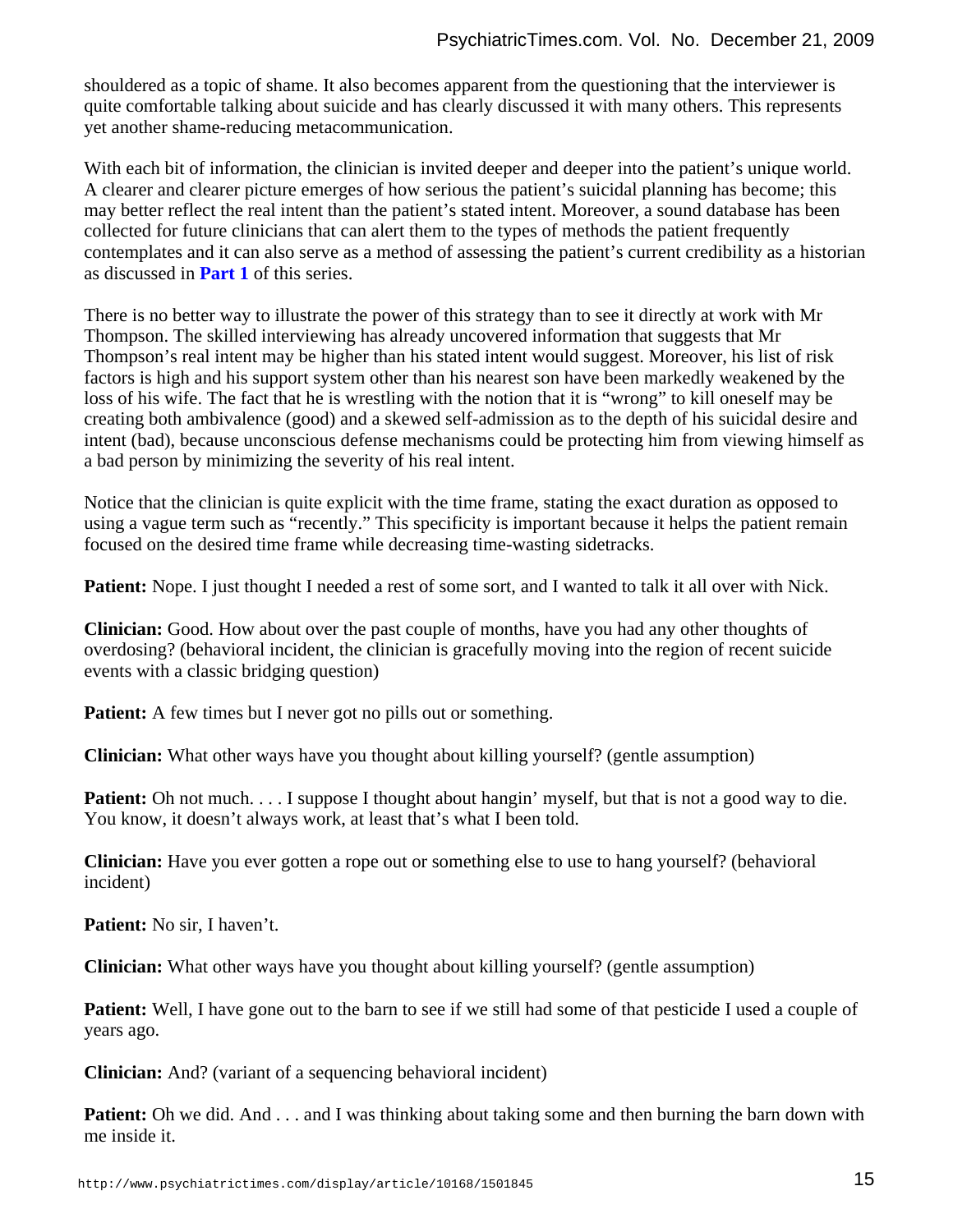shouldered as a topic of shame. It also becomes apparent from the questioning that the interviewer is quite comfortable talking about suicide and has clearly discussed it with many others. This represents yet another shame-reducing metacommunication.

With each bit of information, the clinician is invited deeper and deeper into the patient's unique world. A clearer and clearer picture emerges of how serious the patient's suicidal planning has become; this may better reflect the real intent than the patient's stated intent. Moreover, a sound database has been collected for future clinicians that can alert them to the types of methods the patient frequently contemplates and it can also serve as a method of assessing the patient's current credibility as a historian as discussed in **Part 1** of this series.

There is no better way to illustrate the power of this strategy than to see it directly at work with Mr Thompson. The skilled interviewing has already uncovered information that suggests that Mr Thompson's real intent may be higher than his stated intent would suggest. Moreover, his list of risk factors is high and his support system other than his nearest son have been markedly weakened by the loss of his wife. The fact that he is wrestling with the notion that it is "wrong" to kill oneself may be creating both ambivalence (good) and a skewed self-admission as to the depth of his suicidal desire and intent (bad), because unconscious defense mechanisms could be protecting him from viewing himself as a bad person by minimizing the severity of his real intent.

Notice that the clinician is quite explicit with the time frame, stating the exact duration as opposed to using a vague term such as "recently." This specificity is important because it helps the patient remain focused on the desired time frame while decreasing time-wasting sidetracks.

**Patient:** Nope. I just thought I needed a rest of some sort, and I wanted to talk it all over with Nick.

**Clinician:** Good. How about over the past couple of months, have you had any other thoughts of overdosing? (behavioral incident, the clinician is gracefully moving into the region of recent suicide events with a classic bridging question)

**Patient:** A few times but I never got no pills out or something.

**Clinician:** What other ways have you thought about killing yourself? (gentle assumption)

**Patient:** Oh not much. . . . I suppose I thought about hangin' myself, but that is not a good way to die. You know, it doesn't always work, at least that's what I been told.

**Clinician:** Have you ever gotten a rope out or something else to use to hang yourself? (behavioral incident)

**Patient:** No sir, I haven't.

**Clinician:** What other ways have you thought about killing yourself? (gentle assumption)

**Patient:** Well, I have gone out to the barn to see if we still had some of that pesticide I used a couple of years ago.

**Clinician:** And? (variant of a sequencing behavioral incident)

**Patient:** Oh we did. And . . . and I was thinking about taking some and then burning the barn down with me inside it.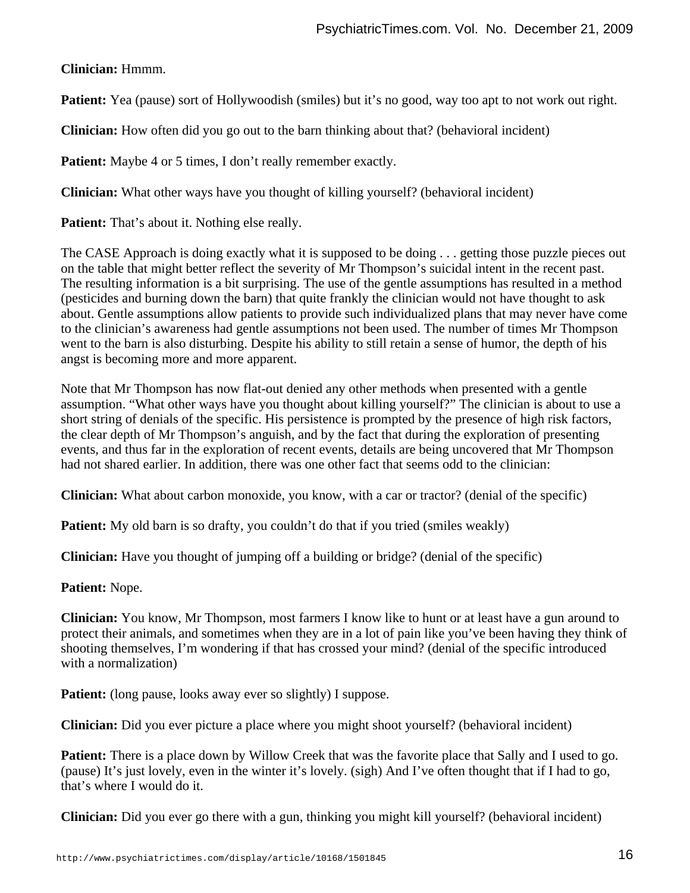**Clinician:** Hmmm.

**Patient:** Yea (pause) sort of Hollywoodish (smiles) but it's no good, way too apt to not work out right.

**Clinician:** How often did you go out to the barn thinking about that? (behavioral incident)

**Patient:** Maybe 4 or 5 times, I don't really remember exactly.

**Clinician:** What other ways have you thought of killing yourself? (behavioral incident)

**Patient:** That's about it. Nothing else really.

The CASE Approach is doing exactly what it is supposed to be doing . . . getting those puzzle pieces out on the table that might better reflect the severity of Mr Thompson's suicidal intent in the recent past. The resulting information is a bit surprising. The use of the gentle assumptions has resulted in a method (pesticides and burning down the barn) that quite frankly the clinician would not have thought to ask about. Gentle assumptions allow patients to provide such individualized plans that may never have come to the clinician's awareness had gentle assumptions not been used. The number of times Mr Thompson went to the barn is also disturbing. Despite his ability to still retain a sense of humor, the depth of his angst is becoming more and more apparent.

Note that Mr Thompson has now flat-out denied any other methods when presented with a gentle assumption. "What other ways have you thought about killing yourself?" The clinician is about to use a short string of denials of the specific. His persistence is prompted by the presence of high risk factors, the clear depth of Mr Thompson's anguish, and by the fact that during the exploration of presenting events, and thus far in the exploration of recent events, details are being uncovered that Mr Thompson had not shared earlier. In addition, there was one other fact that seems odd to the clinician:

**Clinician:** What about carbon monoxide, you know, with a car or tractor? (denial of the specific)

**Patient:** My old barn is so drafty, you couldn't do that if you tried (smiles weakly)

**Clinician:** Have you thought of jumping off a building or bridge? (denial of the specific)

**Patient:** Nope.

**Clinician:** You know, Mr Thompson, most farmers I know like to hunt or at least have a gun around to protect their animals, and sometimes when they are in a lot of pain like you've been having they think of shooting themselves, I'm wondering if that has crossed your mind? (denial of the specific introduced with a normalization)

**Patient:** (long pause, looks away ever so slightly) I suppose.

**Clinician:** Did you ever picture a place where you might shoot yourself? (behavioral incident)

**Patient:** There is a place down by Willow Creek that was the favorite place that Sally and I used to go. (pause) It's just lovely, even in the winter it's lovely. (sigh) And I've often thought that if I had to go, that's where I would do it.

**Clinician:** Did you ever go there with a gun, thinking you might kill yourself? (behavioral incident)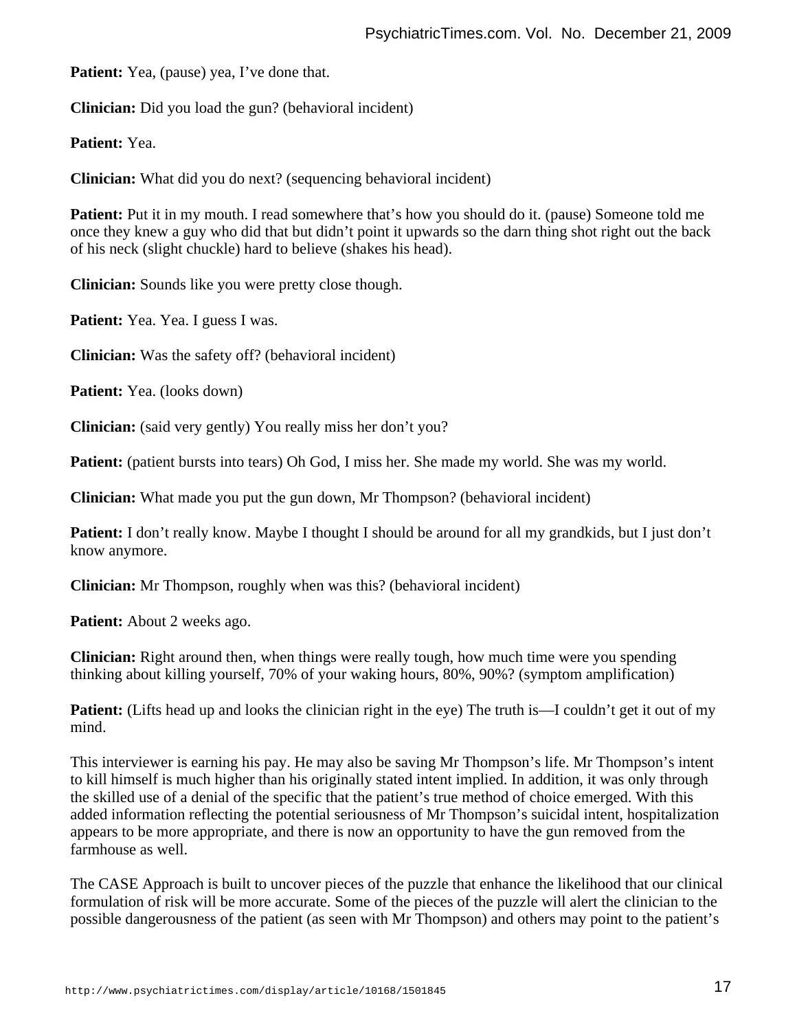**Patient:** Yea, (pause) yea, I've done that.

**Clinician:** Did you load the gun? (behavioral incident)

**Patient:** Yea.

**Clinician:** What did you do next? (sequencing behavioral incident)

**Patient:** Put it in my mouth. I read somewhere that's how you should do it. (pause) Someone told me once they knew a guy who did that but didn't point it upwards so the darn thing shot right out the back of his neck (slight chuckle) hard to believe (shakes his head).

**Clinician:** Sounds like you were pretty close though.

**Patient:** Yea. Yea. I guess I was.

**Clinician:** Was the safety off? (behavioral incident)

**Patient:** Yea. (looks down)

**Clinician:** (said very gently) You really miss her don't you?

**Patient:** (patient bursts into tears) Oh God, I miss her. She made my world. She was my world.

**Clinician:** What made you put the gun down, Mr Thompson? (behavioral incident)

**Patient:** I don't really know. Maybe I thought I should be around for all my grandkids, but I just don't know anymore.

**Clinician:** Mr Thompson, roughly when was this? (behavioral incident)

**Patient:** About 2 weeks ago.

**Clinician:** Right around then, when things were really tough, how much time were you spending thinking about killing yourself, 70% of your waking hours, 80%, 90%? (symptom amplification)

**Patient:** (Lifts head up and looks the clinician right in the eye) The truth is—I couldn't get it out of my mind.

This interviewer is earning his pay. He may also be saving Mr Thompson's life. Mr Thompson's intent to kill himself is much higher than his originally stated intent implied. In addition, it was only through the skilled use of a denial of the specific that the patient's true method of choice emerged. With this added information reflecting the potential seriousness of Mr Thompson's suicidal intent, hospitalization appears to be more appropriate, and there is now an opportunity to have the gun removed from the farmhouse as well.

The CASE Approach is built to uncover pieces of the puzzle that enhance the likelihood that our clinical formulation of risk will be more accurate. Some of the pieces of the puzzle will alert the clinician to the possible dangerousness of the patient (as seen with Mr Thompson) and others may point to the patient's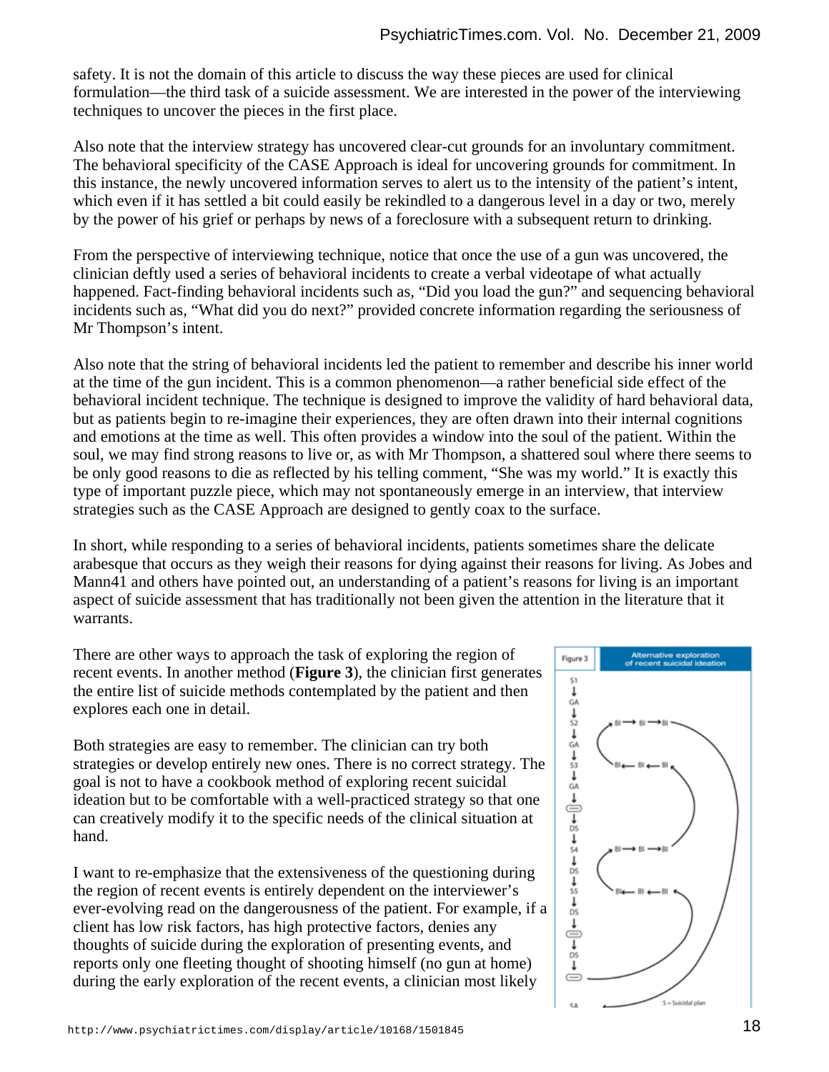safety. It is not the domain of this article to discuss the way these pieces are used for clinical formulation—the third task of a suicide assessment. We are interested in the power of the interviewing techniques to uncover the pieces in the first place.

Also note that the interview strategy has uncovered clear-cut grounds for an involuntary commitment. The behavioral specificity of the CASE Approach is ideal for uncovering grounds for commitment. In this instance, the newly uncovered information serves to alert us to the intensity of the patient's intent, which even if it has settled a bit could easily be rekindled to a dangerous level in a day or two, merely by the power of his grief or perhaps by news of a foreclosure with a subsequent return to drinking.

From the perspective of interviewing technique, notice that once the use of a gun was uncovered, the clinician deftly used a series of behavioral incidents to create a verbal videotape of what actually happened. Fact-finding behavioral incidents such as, "Did you load the gun?" and sequencing behavioral incidents such as, "What did you do next?" provided concrete information regarding the seriousness of Mr Thompson's intent.

Also note that the string of behavioral incidents led the patient to remember and describe his inner world at the time of the gun incident. This is a common phenomenon—a rather beneficial side effect of the behavioral incident technique. The technique is designed to improve the validity of hard behavioral data, but as patients begin to re-imagine their experiences, they are often drawn into their internal cognitions and emotions at the time as well. This often provides a window into the soul of the patient. Within the soul, we may find strong reasons to live or, as with Mr Thompson, a shattered soul where there seems to be only good reasons to die as reflected by his telling comment, "She was my world." It is exactly this type of important puzzle piece, which may not spontaneously emerge in an interview, that interview strategies such as the CASE Approach are designed to gently coax to the surface.

In short, while responding to a series of behavioral incidents, patients sometimes share the delicate arabesque that occurs as they weigh their reasons for dying against their reasons for living. As Jobes and Mann[41] and others have pointed out, an understanding of a patient's reasons for living is an important aspect of suicide assessment that has traditionally not been given the attention in the literature that it warrants.

There are other ways to approach the task of exploring the region of recent events. In another method (**Figure 3**), the clinician first generates the entire list of suicide methods contemplated by the patient and then explores each one in detail.

Figure 3 Alternative exploration of recent suicidal ideation

S = Suicidal plan

Both strategies are easy to remember. The clinician can try both strategies or develop entirely new ones. There is no correct strategy. The goal is not to have a cookbook method of exploring recent suicidal ideation but to be comfortable with a well-practiced strategy so that one can creatively modify it to the specific needs of the clinical situation at hand.

I want to re-emphasize that the extensiveness of the questioning during the region of recent events is entirely dependent on the interviewer's ever-evolving read on the dangerousness of the patient. For example, if a client has low risk factors, has high protective factors, denies any thoughts of suicide during the exploration of presenting events, and reports only one fleeting thought of shooting himself (no gun at home) during the early exploration of the recent events, a clinician most likely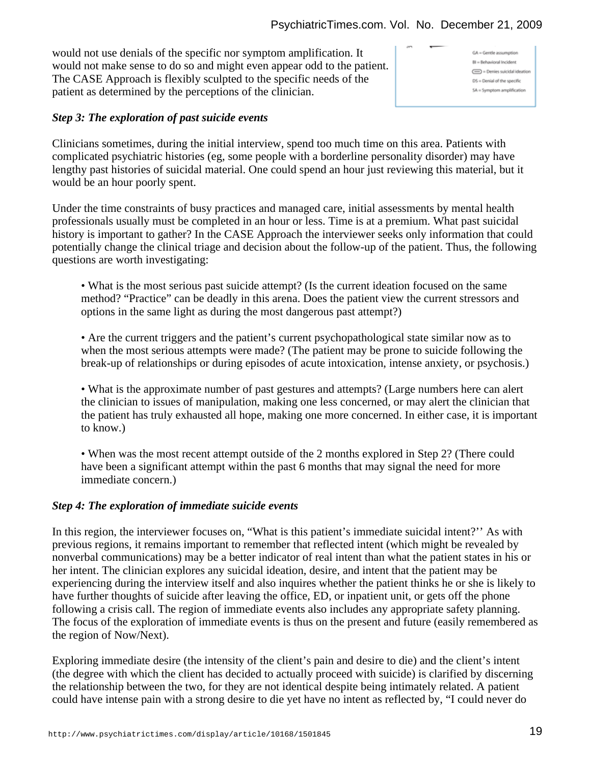would not use denials of the specific nor symptom amplification. It would not make sense to do so and might even appear odd to the patient. The CASE Approach is flexibly sculpted to the specific needs of the patient as determined by the perceptions of the clinician.

GA = Gentle assumption
BI = Behavioral Incident
= Denies suicidal ideation
DS = Denial of the specific
SA = Symptom amplification

### *Step 3: The exploration of past suicide events*

Clinicians sometimes, during the initial interview, spend too much time on this area. Patients with complicated psychiatric histories (eg, some people with a borderline personality disorder) may have lengthy past histories of suicidal material. One could spend an hour just reviewing this material, but it would be an hour poorly spent.

Under the time constraints of busy practices and managed care, initial assessments by mental health professionals usually must be completed in an hour or less. Time is at a premium. What past suicidal history is important to gather? In the CASE Approach the interviewer seeks only information that could potentially change the clinical triage and decision about the follow-up of the patient. Thus, the following questions are worth investigating:

- What is the most serious past suicide attempt? (Is the current ideation focused on the same method? "Practice" can be deadly in this arena. Does the patient view the current stressors and options in the same light as during the most dangerous past attempt?)

- Are the current triggers and the patient's current psychopathological state similar now as to when the most serious attempts were made? (The patient may be prone to suicide following the break-up of relationships or during episodes of acute intoxication, intense anxiety, or psychosis.)

- What is the approximate number of past gestures and attempts? (Large numbers here can alert the clinician to issues of manipulation, making one less concerned, or may alert the clinician that the patient has truly exhausted all hope, making one more concerned. In either case, it is important to know.)

- When was the most recent attempt outside of the 2 months explored in Step 2? (There could have been a significant attempt within the past 6 months that may signal the need for more immediate concern.)

### *Step 4: The exploration of immediate suicide events*

In this region, the interviewer focuses on, "What is this patient's immediate suicidal intent?'' As with previous regions, it remains important to remember that reflected intent (which might be revealed by nonverbal communications) may be a better indicator of real intent than what the patient states in his or her intent. The clinician explores any suicidal ideation, desire, and intent that the patient may be experiencing during the interview itself and also inquires whether the patient thinks he or she is likely to have further thoughts of suicide after leaving the office, ED, or inpatient unit, or gets off the phone following a crisis call. The region of immediate events also includes any appropriate safety planning. The focus of the exploration of immediate events is thus on the present and future (easily remembered as the region of Now/Next).

Exploring immediate desire (the intensity of the client's pain and desire to die) and the client's intent (the degree with which the client has decided to actually proceed with suicide) is clarified by discerning the relationship between the two, for they are not identical despite being intimately related. A patient could have intense pain with a strong desire to die yet have no intent as reflected by, "I could never do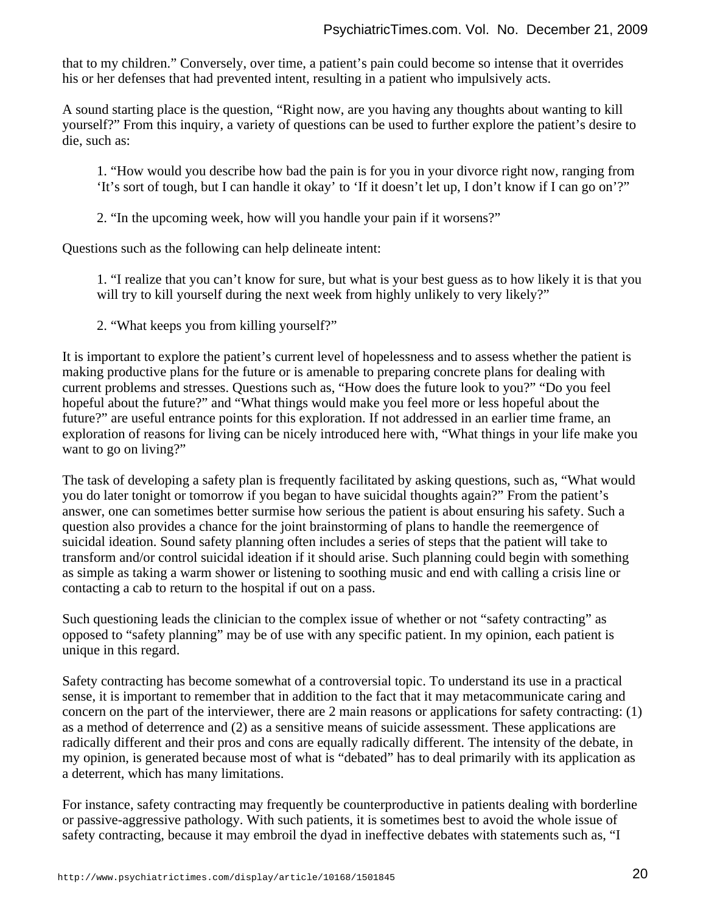that to my children." Conversely, over time, a patient's pain could become so intense that it overrides his or her defenses that had prevented intent, resulting in a patient who impulsively acts.

A sound starting place is the question, "Right now, are you having any thoughts about wanting to kill yourself?" From this inquiry, a variety of questions can be used to further explore the patient's desire to die, such as:

1. "How would you describe how bad the pain is for you in your divorce right now, ranging from 'It's sort of tough, but I can handle it okay' to 'If it doesn't let up, I don't know if I can go on'?"

2. "In the upcoming week, how will you handle your pain if it worsens?"

Questions such as the following can help delineate intent:

1. "I realize that you can't know for sure, but what is your best guess as to how likely it is that you will try to kill yourself during the next week from highly unlikely to very likely?"

2. "What keeps you from killing yourself?"

It is important to explore the patient's current level of hopelessness and to assess whether the patient is making productive plans for the future or is amenable to preparing concrete plans for dealing with current problems and stresses. Questions such as, "How does the future look to you?" "Do you feel hopeful about the future?" and "What things would make you feel more or less hopeful about the future?" are useful entrance points for this exploration. If not addressed in an earlier time frame, an exploration of reasons for living can be nicely introduced here with, "What things in your life make you want to go on living?"

The task of developing a safety plan is frequently facilitated by asking questions, such as, "What would you do later tonight or tomorrow if you began to have suicidal thoughts again?" From the patient's answer, one can sometimes better surmise how serious the patient is about ensuring his safety. Such a question also provides a chance for the joint brainstorming of plans to handle the reemergence of suicidal ideation. Sound safety planning often includes a series of steps that the patient will take to transform and/or control suicidal ideation if it should arise. Such planning could begin with something as simple as taking a warm shower or listening to soothing music and end with calling a crisis line or contacting a cab to return to the hospital if out on a pass.

Such questioning leads the clinician to the complex issue of whether or not "safety contracting" as opposed to "safety planning" may be of use with any specific patient. In my opinion, each patient is unique in this regard.

Safety contracting has become somewhat of a controversial topic. To understand its use in a practical sense, it is important to remember that in addition to the fact that it may metacommunicate caring and concern on the part of the interviewer, there are 2 main reasons or applications for safety contracting: (1) as a method of deterrence and (2) as a sensitive means of suicide assessment. These applications are radically different and their pros and cons are equally radically different. The intensity of the debate, in my opinion, is generated because most of what is "debated" has to deal primarily with its application as a deterrent, which has many limitations.

For instance, safety contracting may frequently be counterproductive in patients dealing with borderline or passive-aggressive pathology. With such patients, it is sometimes best to avoid the whole issue of safety contracting, because it may embroil the dyad in ineffective debates with statements such as, "I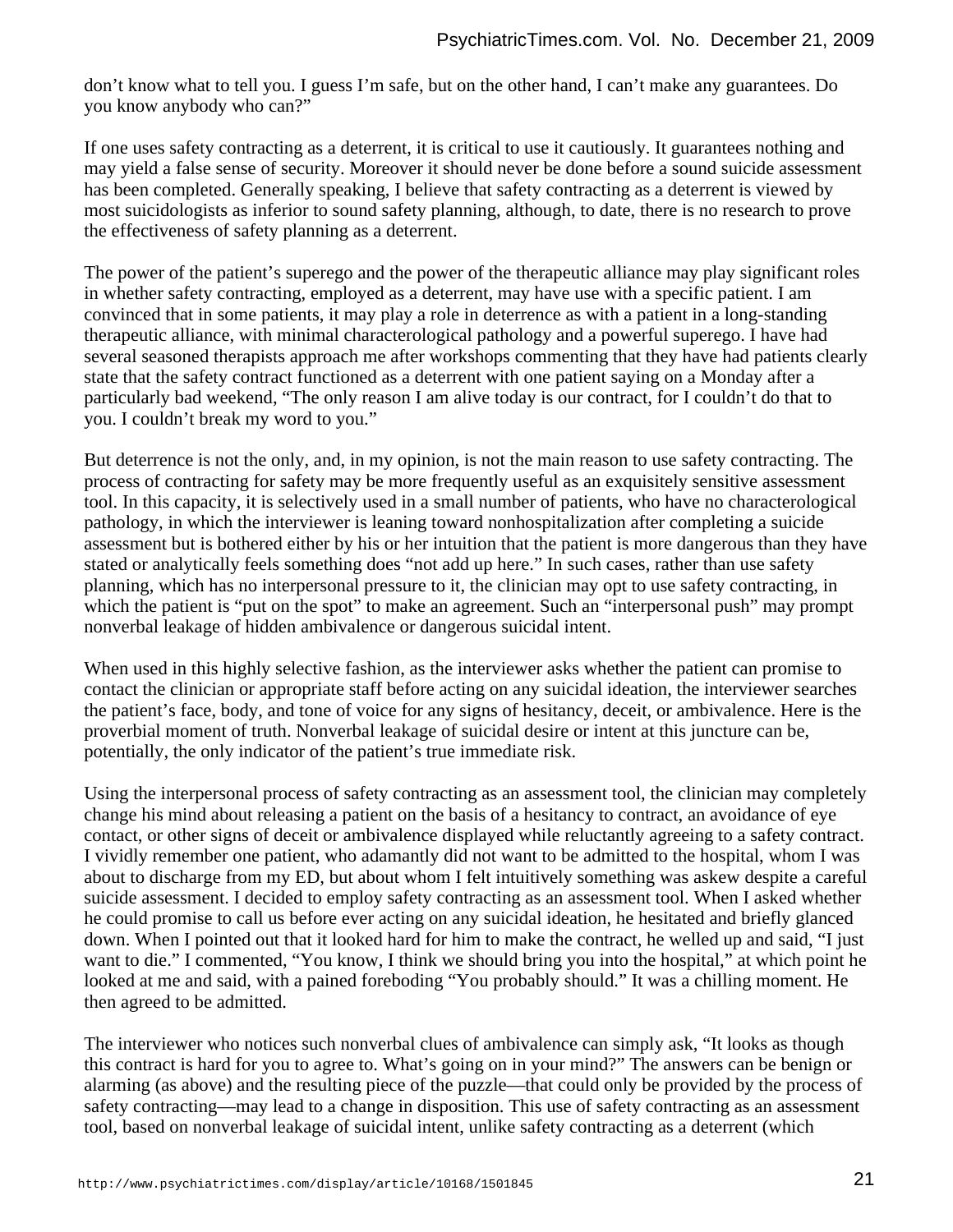don't know what to tell you. I guess I'm safe, but on the other hand, I can't make any guarantees. Do you know anybody who can?"

If one uses safety contracting as a deterrent, it is critical to use it cautiously. It guarantees nothing and may yield a false sense of security. Moreover it should never be done before a sound suicide assessment has been completed. Generally speaking, I believe that safety contracting as a deterrent is viewed by most suicidologists as inferior to sound safety planning, although, to date, there is no research to prove the effectiveness of safety planning as a deterrent.

The power of the patient's superego and the power of the therapeutic alliance may play significant roles in whether safety contracting, employed as a deterrent, may have use with a specific patient. I am convinced that in some patients, it may play a role in deterrence as with a patient in a long-standing therapeutic alliance, with minimal characterological pathology and a powerful superego. I have had several seasoned therapists approach me after workshops commenting that they have had patients clearly state that the safety contract functioned as a deterrent with one patient saying on a Monday after a particularly bad weekend, "The only reason I am alive today is our contract, for I couldn't do that to you. I couldn't break my word to you."

But deterrence is not the only, and, in my opinion, is not the main reason to use safety contracting. The process of contracting for safety may be more frequently useful as an exquisitely sensitive assessment tool. In this capacity, it is selectively used in a small number of patients, who have no characterological pathology, in which the interviewer is leaning toward nonhospitalization after completing a suicide assessment but is bothered either by his or her intuition that the patient is more dangerous than they have stated or analytically feels something does "not add up here." In such cases, rather than use safety planning, which has no interpersonal pressure to it, the clinician may opt to use safety contracting, in which the patient is "put on the spot" to make an agreement. Such an "interpersonal push" may prompt nonverbal leakage of hidden ambivalence or dangerous suicidal intent.

When used in this highly selective fashion, as the interviewer asks whether the patient can promise to contact the clinician or appropriate staff before acting on any suicidal ideation, the interviewer searches the patient's face, body, and tone of voice for any signs of hesitancy, deceit, or ambivalence. Here is the proverbial moment of truth. Nonverbal leakage of suicidal desire or intent at this juncture can be, potentially, the only indicator of the patient's true immediate risk.

Using the interpersonal process of safety contracting as an assessment tool, the clinician may completely change his mind about releasing a patient on the basis of a hesitancy to contract, an avoidance of eye contact, or other signs of deceit or ambivalence displayed while reluctantly agreeing to a safety contract. I vividly remember one patient, who adamantly did not want to be admitted to the hospital, whom I was about to discharge from my ED, but about whom I felt intuitively something was askew despite a careful suicide assessment. I decided to employ safety contracting as an assessment tool. When I asked whether he could promise to call us before ever acting on any suicidal ideation, he hesitated and briefly glanced down. When I pointed out that it looked hard for him to make the contract, he welled up and said, "I just want to die." I commented, "You know, I think we should bring you into the hospital," at which point he looked at me and said, with a pained foreboding "You probably should." It was a chilling moment. He then agreed to be admitted.

The interviewer who notices such nonverbal clues of ambivalence can simply ask, "It looks as though this contract is hard for you to agree to. What's going on in your mind?" The answers can be benign or alarming (as above) and the resulting piece of the puzzle—that could only be provided by the process of safety contracting—may lead to a change in disposition. This use of safety contracting as an assessment tool, based on nonverbal leakage of suicidal intent, unlike safety contracting as a deterrent (which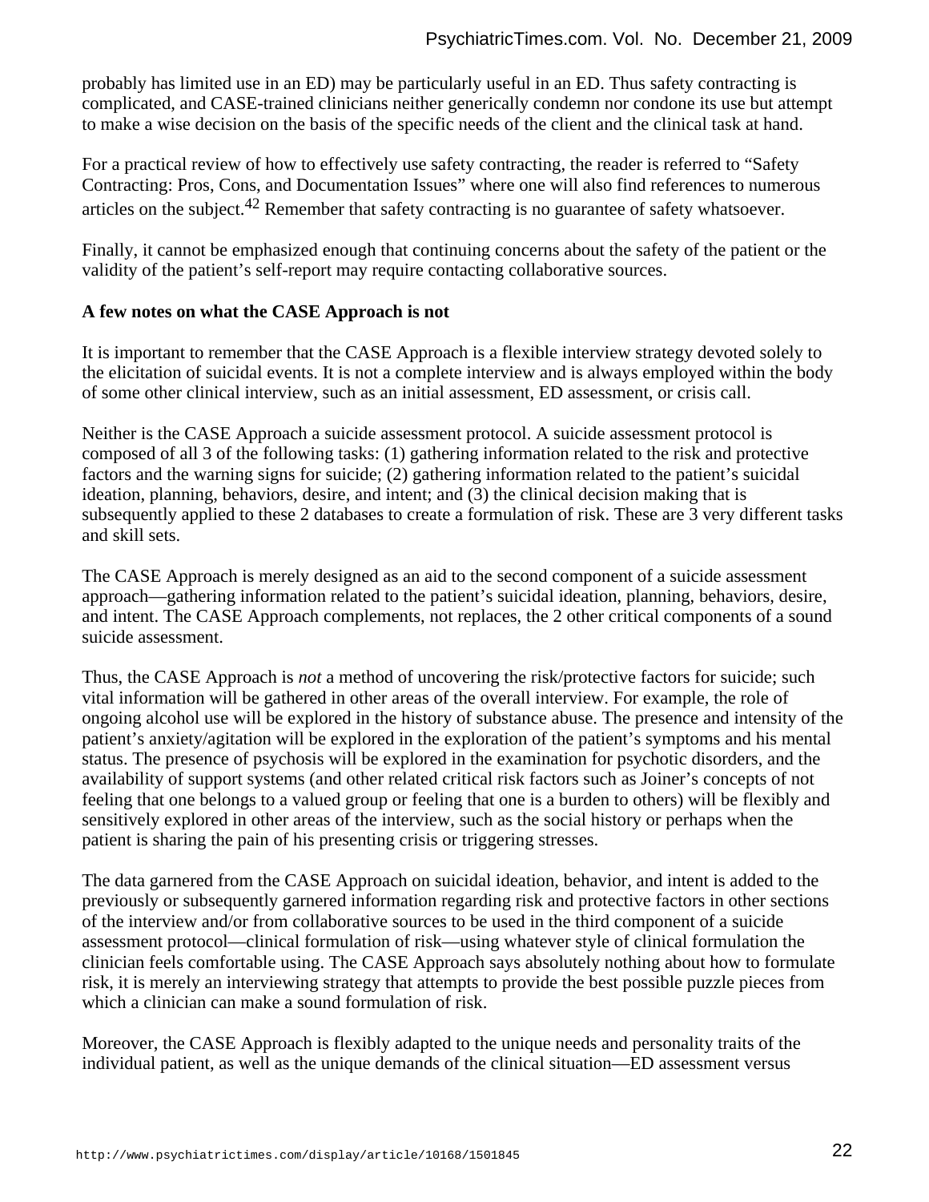probably has limited use in an ED) may be particularly useful in an ED. Thus safety contracting is complicated, and CASE-trained clinicians neither generically condemn nor condone its use but attempt to make a wise decision on the basis of the specific needs of the client and the clinical task at hand.

For a practical review of how to effectively use safety contracting, the reader is referred to "Safety Contracting: Pros, Cons, and Documentation Issues" where one will also find references to numerous articles on the subject.[42] Remember that safety contracting is no guarantee of safety whatsoever.

Finally, it cannot be emphasized enough that continuing concerns about the safety of the patient or the validity of the patient's self-report may require contacting collaborative sources.

**A few notes on what the CASE Approach is not**

It is important to remember that the CASE Approach is a flexible interview strategy devoted solely to the elicitation of suicidal events. It is not a complete interview and is always employed within the body of some other clinical interview, such as an initial assessment, ED assessment, or crisis call.

Neither is the CASE Approach a suicide assessment protocol. A suicide assessment protocol is composed of all 3 of the following tasks: (1) gathering information related to the risk and protective factors and the warning signs for suicide; (2) gathering information related to the patient's suicidal ideation, planning, behaviors, desire, and intent; and (3) the clinical decision making that is subsequently applied to these 2 databases to create a formulation of risk. These are 3 very different tasks and skill sets.

The CASE Approach is merely designed as an aid to the second component of a suicide assessment approach—gathering information related to the patient's suicidal ideation, planning, behaviors, desire, and intent. The CASE Approach complements, not replaces, the 2 other critical components of a sound suicide assessment.

Thus, the CASE Approach is *not* a method of uncovering the risk/protective factors for suicide; such vital information will be gathered in other areas of the overall interview. For example, the role of ongoing alcohol use will be explored in the history of substance abuse. The presence and intensity of the patient's anxiety/agitation will be explored in the exploration of the patient's symptoms and his mental status. The presence of psychosis will be explored in the examination for psychotic disorders, and the availability of support systems (and other related critical risk factors such as Joiner's concepts of not feeling that one belongs to a valued group or feeling that one is a burden to others) will be flexibly and sensitively explored in other areas of the interview, such as the social history or perhaps when the patient is sharing the pain of his presenting crisis or triggering stresses.

The data garnered from the CASE Approach on suicidal ideation, behavior, and intent is added to the previously or subsequently garnered information regarding risk and protective factors in other sections of the interview and/or from collaborative sources to be used in the third component of a suicide assessment protocol—clinical formulation of risk—using whatever style of clinical formulation the clinician feels comfortable using. The CASE Approach says absolutely nothing about how to formulate risk, it is merely an interviewing strategy that attempts to provide the best possible puzzle pieces from which a clinician can make a sound formulation of risk.

Moreover, the CASE Approach is flexibly adapted to the unique needs and personality traits of the individual patient, as well as the unique demands of the clinical situation—ED assessment versus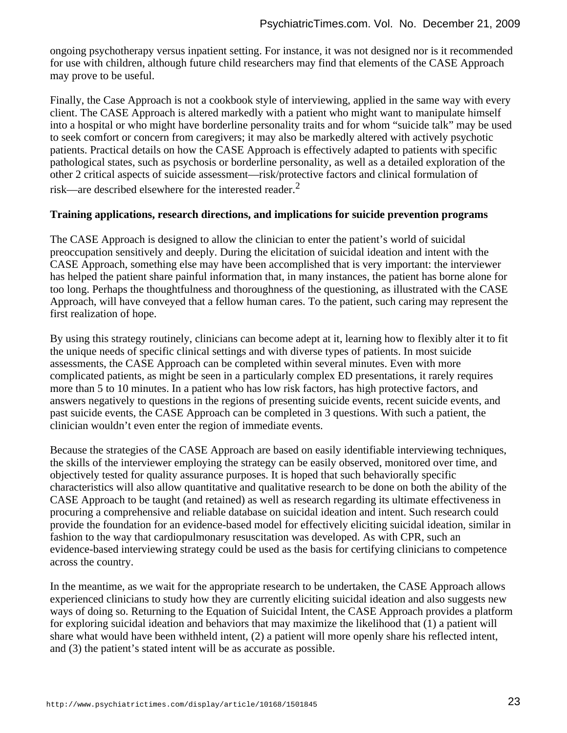ongoing psychotherapy versus inpatient setting. For instance, it was not designed nor is it recommended for use with children, although future child researchers may find that elements of the CASE Approach may prove to be useful.

Finally, the Case Approach is not a cookbook style of interviewing, applied in the same way with every client. The CASE Approach is altered markedly with a patient who might want to manipulate himself into a hospital or who might have borderline personality traits and for whom "suicide talk" may be used to seek comfort or concern from caregivers; it may also be markedly altered with actively psychotic patients. Practical details on how the CASE Approach is effectively adapted to patients with specific pathological states, such as psychosis or borderline personality, as well as a detailed exploration of the other 2 critical aspects of suicide assessment—risk/protective factors and clinical formulation of risk—are described elsewhere for the interested reader.[2]

**Training applications, research directions, and implications for suicide prevention programs**

The CASE Approach is designed to allow the clinician to enter the patient's world of suicidal preoccupation sensitively and deeply. During the elicitation of suicidal ideation and intent with the CASE Approach, something else may have been accomplished that is very important: the interviewer has helped the patient share painful information that, in many instances, the patient has borne alone for too long. Perhaps the thoughtfulness and thoroughness of the questioning, as illustrated with the CASE Approach, will have conveyed that a fellow human cares. To the patient, such caring may represent the first realization of hope.

By using this strategy routinely, clinicians can become adept at it, learning how to flexibly alter it to fit the unique needs of specific clinical settings and with diverse types of patients. In most suicide assessments, the CASE Approach can be completed within several minutes. Even with more complicated patients, as might be seen in a particularly complex ED presentations, it rarely requires more than 5 to 10 minutes. In a patient who has low risk factors, has high protective factors, and answers negatively to questions in the regions of presenting suicide events, recent suicide events, and past suicide events, the CASE Approach can be completed in 3 questions. With such a patient, the clinician wouldn't even enter the region of immediate events.

Because the strategies of the CASE Approach are based on easily identifiable interviewing techniques, the skills of the interviewer employing the strategy can be easily observed, monitored over time, and objectively tested for quality assurance purposes. It is hoped that such behaviorally specific characteristics will also allow quantitative and qualitative research to be done on both the ability of the CASE Approach to be taught (and retained) as well as research regarding its ultimate effectiveness in procuring a comprehensive and reliable database on suicidal ideation and intent. Such research could provide the foundation for an evidence-based model for effectively eliciting suicidal ideation, similar in fashion to the way that cardiopulmonary resuscitation was developed. As with CPR, such an evidence-based interviewing strategy could be used as the basis for certifying clinicians to competence across the country.

In the meantime, as we wait for the appropriate research to be undertaken, the CASE Approach allows experienced clinicians to study how they are currently eliciting suicidal ideation and also suggests new ways of doing so. Returning to the Equation of Suicidal Intent, the CASE Approach provides a platform for exploring suicidal ideation and behaviors that may maximize the likelihood that (1) a patient will share what would have been withheld intent, (2) a patient will more openly share his reflected intent, and (3) the patient's stated intent will be as accurate as possible.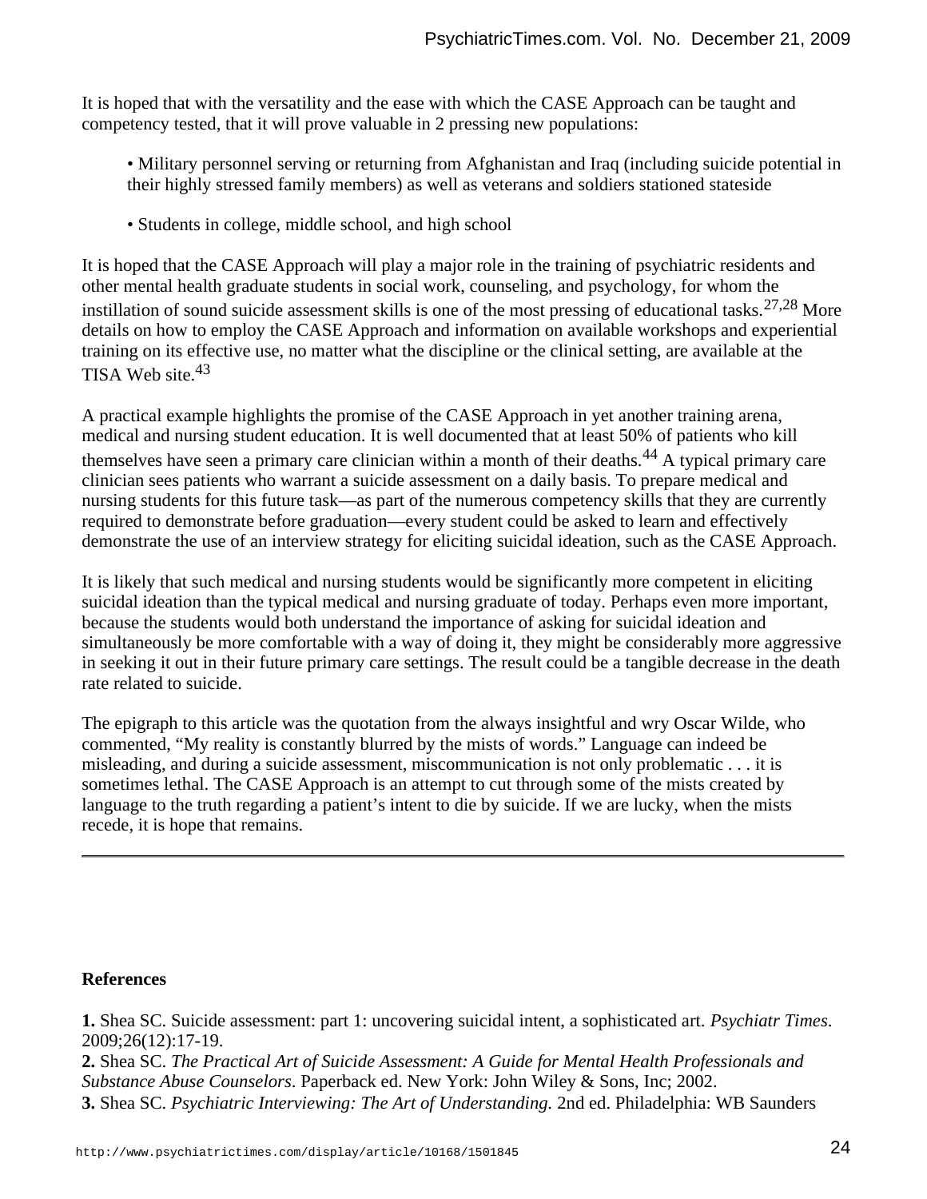It is hoped that with the versatility and the ease with which the CASE Approach can be taught and competency tested, that it will prove valuable in 2 pressing new populations:

- Military personnel serving or returning from Afghanistan and Iraq (including suicide potential in their highly stressed family members) as well as veterans and soldiers stationed stateside

- Students in college, middle school, and high school

It is hoped that the CASE Approach will play a major role in the training of psychiatric residents and other mental health graduate students in social work, counseling, and psychology, for whom the instillation of sound suicide assessment skills is one of the most pressing of educational tasks.[27,28] More details on how to employ the CASE Approach and information on available workshops and experiential training on its effective use, no matter what the discipline or the clinical setting, are available at the TISA Web site.[43]

A practical example highlights the promise of the CASE Approach in yet another training arena, medical and nursing student education. It is well documented that at least 50% of patients who kill themselves have seen a primary care clinician within a month of their deaths.[44] A typical primary care clinician sees patients who warrant a suicide assessment on a daily basis. To prepare medical and nursing students for this future task—as part of the numerous competency skills that they are currently required to demonstrate before graduation—every student could be asked to learn and effectively demonstrate the use of an interview strategy for eliciting suicidal ideation, such as the CASE Approach.

It is likely that such medical and nursing students would be significantly more competent in eliciting suicidal ideation than the typical medical and nursing graduate of today. Perhaps even more important, because the students would both understand the importance of asking for suicidal ideation and simultaneously be more comfortable with a way of doing it, they might be considerably more aggressive in seeking it out in their future primary care settings. The result could be a tangible decrease in the death rate related to suicide.

The epigraph to this article was the quotation from the always insightful and wry Oscar Wilde, who commented, "My reality is constantly blurred by the mists of words." Language can indeed be misleading, and during a suicide assessment, miscommunication is not only problematic . . . it is sometimes lethal. The CASE Approach is an attempt to cut through some of the mists created by language to the truth regarding a patient's intent to die by suicide. If we are lucky, when the mists recede, it is hope that remains.

---

**References**

**1.** Shea SC. Suicide assessment: part 1: uncovering suicidal intent, a sophisticated art. *Psychiatr Times*. 2009;26(12):17-19.

**2.** Shea SC. *The Practical Art of Suicide Assessment: A Guide for Mental Health Professionals and Substance Abuse Counselors*. Paperback ed. New York: John Wiley & Sons, Inc; 2002.

**3.** Shea SC. *Psychiatric Interviewing: The Art of Understanding.* 2nd ed. Philadelphia: WB Saunders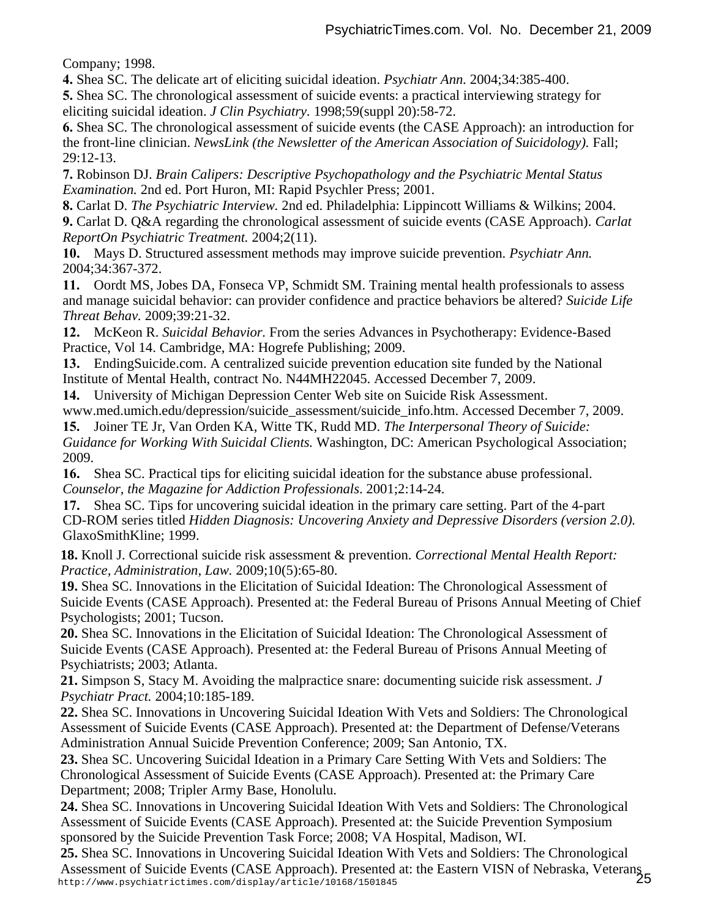Company; 1998.

**4.** Shea SC. The delicate art of eliciting suicidal ideation. *Psychiatr Ann.* 2004;34:385-400.

**5.** Shea SC. The chronological assessment of suicide events: a practical interviewing strategy for eliciting suicidal ideation. *J Clin Psychiatry.* 1998;59(suppl 20):58-72.

**6.** Shea SC. The chronological assessment of suicide events (the CASE Approach): an introduction for the front-line clinician. *NewsLink (the Newsletter of the American Association of Suicidology).* Fall; 29:12-13.

**7.** Robinson DJ. *Brain Calipers: Descriptive Psychopathology and the Psychiatric Mental Status Examination.* 2nd ed. Port Huron, MI: Rapid Psychler Press; 2001.

**8.** Carlat D. *The Psychiatric Interview.* 2nd ed. Philadelphia: Lippincott Williams & Wilkins; 2004.

**9.** Carlat D. Q&A regarding the chronological assessment of suicide events (CASE Approach). *Carlat ReportOn Psychiatric Treatment.* 2004;2(11).

**10.** Mays D. Structured assessment methods may improve suicide prevention. *Psychiatr Ann.* 2004;34:367-372.

**11.** Oordt MS, Jobes DA, Fonseca VP, Schmidt SM. Training mental health professionals to assess and manage suicidal behavior: can provider confidence and practice behaviors be altered? *Suicide Life Threat Behav.* 2009;39:21-32.

**12.** McKeon R. *Suicidal Behavior.* From the series Advances in Psychotherapy: Evidence-Based Practice, Vol 14. Cambridge, MA: Hogrefe Publishing; 2009.

**13.** EndingSuicide.com. A centralized suicide prevention education site funded by the National Institute of Mental Health, contract No. N44MH22045. Accessed December 7, 2009.

**14.** University of Michigan Depression Center Web site on Suicide Risk Assessment. www.med.umich.edu/depression/suicide_assessment/suicide_info.htm. Accessed December 7, 2009.

**15.** Joiner TE Jr, Van Orden KA, Witte TK, Rudd MD. *The Interpersonal Theory of Suicide: Guidance for Working With Suicidal Clients.* Washington, DC: American Psychological Association; 2009.

**16.** Shea SC. Practical tips for eliciting suicidal ideation for the substance abuse professional. *Counselor, the Magazine for Addiction Professionals*. 2001;2:14-24.

**17.** Shea SC. Tips for uncovering suicidal ideation in the primary care setting. Part of the 4-part CD-ROM series titled *Hidden Diagnosis: Uncovering Anxiety and Depressive Disorders (version 2.0).* GlaxoSmithKline; 1999.

**18.** Knoll J. Correctional suicide risk assessment & prevention. *Correctional Mental Health Report: Practice, Administration, Law.* 2009;10(5):65-80.

**19.** Shea SC. Innovations in the Elicitation of Suicidal Ideation: The Chronological Assessment of Suicide Events (CASE Approach). Presented at: the Federal Bureau of Prisons Annual Meeting of Chief Psychologists; 2001; Tucson.

**20.** Shea SC. Innovations in the Elicitation of Suicidal Ideation: The Chronological Assessment of Suicide Events (CASE Approach). Presented at: the Federal Bureau of Prisons Annual Meeting of Psychiatrists; 2003; Atlanta.

**21.** Simpson S, Stacy M. Avoiding the malpractice snare: documenting suicide risk assessment. *J Psychiatr Pract.* 2004;10:185-189.

**22.** Shea SC. Innovations in Uncovering Suicidal Ideation With Vets and Soldiers: The Chronological Assessment of Suicide Events (CASE Approach). Presented at: the Department of Defense/Veterans Administration Annual Suicide Prevention Conference; 2009; San Antonio, TX.

**23.** Shea SC. Uncovering Suicidal Ideation in a Primary Care Setting With Vets and Soldiers: The Chronological Assessment of Suicide Events (CASE Approach). Presented at: the Primary Care Department; 2008; Tripler Army Base, Honolulu.

**24.** Shea SC. Innovations in Uncovering Suicidal Ideation With Vets and Soldiers: The Chronological Assessment of Suicide Events (CASE Approach). Presented at: the Suicide Prevention Symposium sponsored by the Suicide Prevention Task Force; 2008; VA Hospital, Madison, WI.

**25.** Shea SC. Innovations in Uncovering Suicidal Ideation With Vets and Soldiers: The Chronological Assessment of Suicide Events (CASE Approach). Presented at: the Eastern VISN of Nebraska, Veterans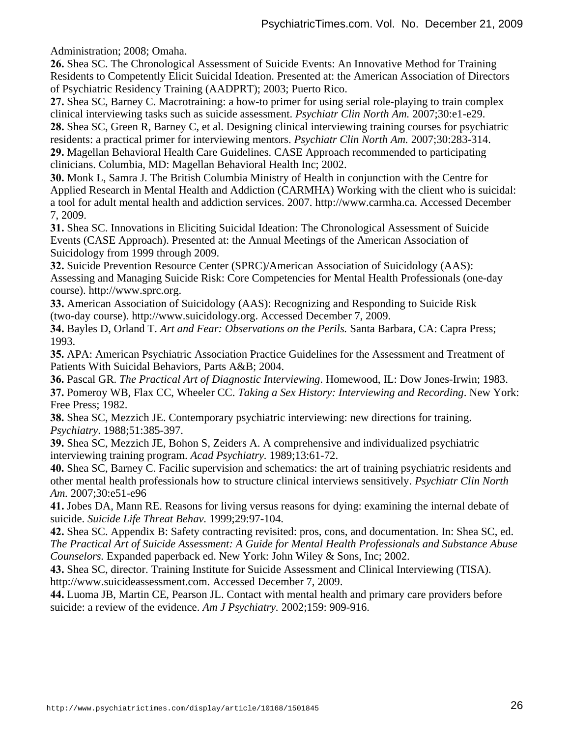Administration; 2008; Omaha.

**26.** Shea SC. The Chronological Assessment of Suicide Events: An Innovative Method for Training Residents to Competently Elicit Suicidal Ideation. Presented at: the American Association of Directors of Psychiatric Residency Training (AADPRT); 2003; Puerto Rico.

**27.** Shea SC, Barney C. Macrotraining: a how-to primer for using serial role-playing to train complex clinical interviewing tasks such as suicide assessment. *Psychiatr Clin North Am.* 2007;30:e1-e29.

**28.** Shea SC, Green R, Barney C, et al. Designing clinical interviewing training courses for psychiatric residents: a practical primer for interviewing mentors. *Psychiatr Clin North Am.* 2007;30:283-314.

**29.** Magellan Behavioral Health Care Guidelines. CASE Approach recommended to participating clinicians. Columbia, MD: Magellan Behavioral Health Inc; 2002.

**30.** Monk L, Samra J. The British Columbia Ministry of Health in conjunction with the Centre for Applied Research in Mental Health and Addiction (CARMHA) Working with the client who is suicidal: a tool for adult mental health and addiction services. 2007. http://www.carmha.ca. Accessed December 7, 2009.

**31.** Shea SC. Innovations in Eliciting Suicidal Ideation: The Chronological Assessment of Suicide Events (CASE Approach). Presented at: the Annual Meetings of the American Association of Suicidology from 1999 through 2009.

**32.** Suicide Prevention Resource Center (SPRC)/American Association of Suicidology (AAS): Assessing and Managing Suicide Risk: Core Competencies for Mental Health Professionals (one-day course). http://www.sprc.org.

**33.** American Association of Suicidology (AAS): Recognizing and Responding to Suicide Risk (two-day course). http://www.suicidology.org. Accessed December 7, 2009.

**34.** Bayles D, Orland T. *Art and Fear: Observations on the Perils.* Santa Barbara, CA: Capra Press; 1993.

**35.** APA: American Psychiatric Association Practice Guidelines for the Assessment and Treatment of Patients With Suicidal Behaviors, Parts A&B; 2004.

**36.** Pascal GR. *The Practical Art of Diagnostic Interviewing*. Homewood, IL: Dow Jones-Irwin; 1983.

**37.** Pomeroy WB, Flax CC, Wheeler CC. *Taking a Sex History: Interviewing and Recording*. New York: Free Press; 1982.

**38.** Shea SC, Mezzich JE. Contemporary psychiatric interviewing: new directions for training. *Psychiatry*. 1988;51:385-397.

**39.** Shea SC, Mezzich JE, Bohon S, Zeiders A. A comprehensive and individualized psychiatric interviewing training program. *Acad Psychiatry*. 1989;13:61-72.

**40.** Shea SC, Barney C. Facilic supervision and schematics: the art of training psychiatric residents and other mental health professionals how to structure clinical interviews sensitively. *Psychiatr Clin North Am.* 2007;30:e51-e96

**41.** Jobes DA, Mann RE. Reasons for living versus reasons for dying: examining the internal debate of suicide. *Suicide Life Threat Behav*. 1999;29:97-104.

**42.** Shea SC. Appendix B: Safety contracting revisited: pros, cons, and documentation. In: Shea SC, ed. *The Practical Art of Suicide Assessment: A Guide for Mental Health Professionals and Substance Abuse Counselors.* Expanded paperback ed. New York: John Wiley & Sons, Inc; 2002.

**43.** Shea SC, director. Training Institute for Suicide Assessment and Clinical Interviewing (TISA). http://www.suicideassessment.com. Accessed December 7, 2009.

**44.** Luoma JB, Martin CE, Pearson JL. Contact with mental health and primary care providers before suicide: a review of the evidence. *Am J Psychiatry.* 2002;159: 909-916.